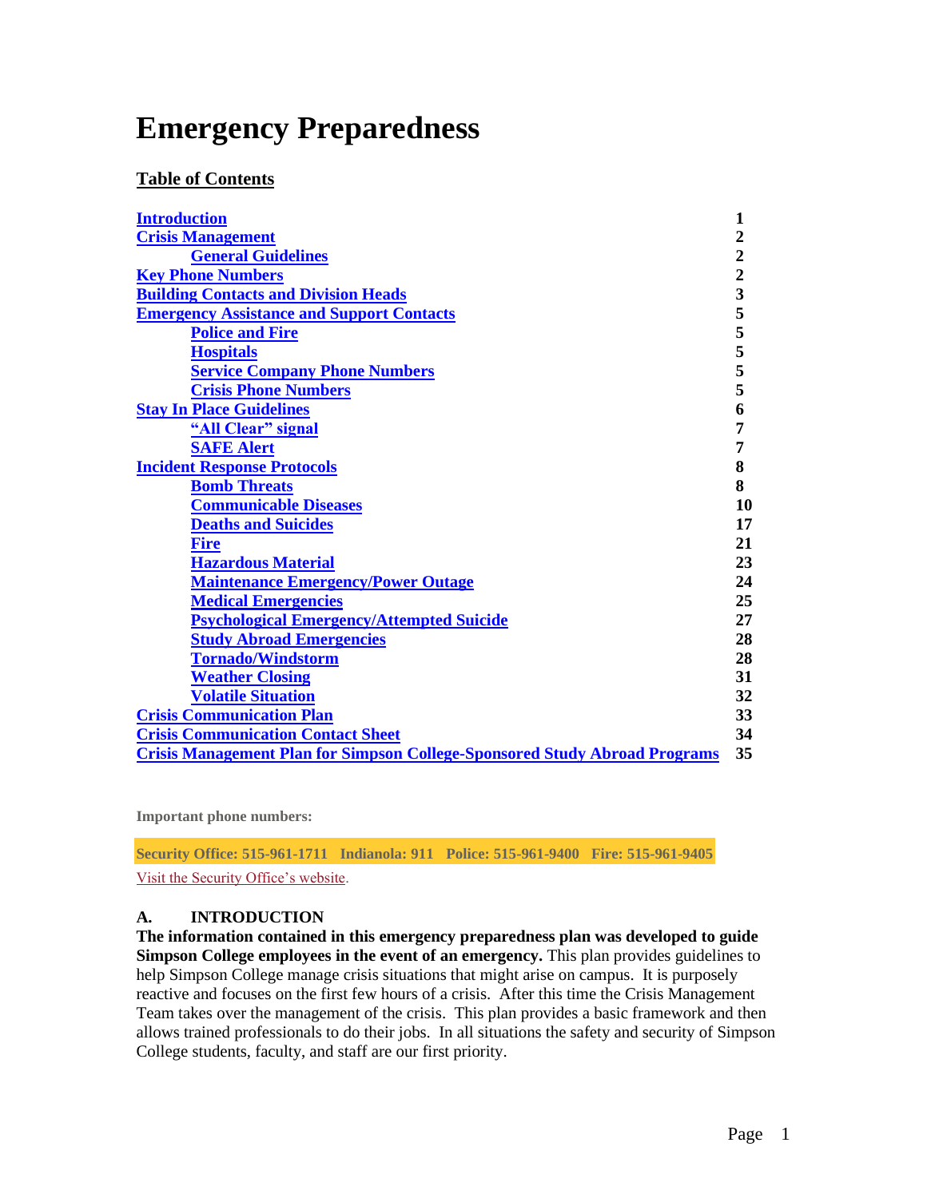# Emergency Preparedness

**Table of Contents**

| | |
|---|---|
| **Introduction** | **1** |
| **Crisis Management** | **2** |
| &nbsp;&nbsp;&nbsp;&nbsp;**General Guidelines** | **2** |
| **Key Phone Numbers** | **2** |
| **Building Contacts and Division Heads** | **3** |
| **Emergency Assistance and Support Contacts** | **5** |
| &nbsp;&nbsp;&nbsp;&nbsp;**Police and Fire** | **5** |
| &nbsp;&nbsp;&nbsp;&nbsp;**Hospitals** | **5** |
| &nbsp;&nbsp;&nbsp;&nbsp;**Service Company Phone Numbers** | **5** |
| &nbsp;&nbsp;&nbsp;&nbsp;**Crisis Phone Numbers** | **5** |
| **Stay In Place Guidelines** | **6** |
| &nbsp;&nbsp;&nbsp;&nbsp;**"All Clear" signal** | **7** |
| &nbsp;&nbsp;&nbsp;&nbsp;**SAFE Alert** | **7** |
| **Incident Response Protocols** | **8** |
| &nbsp;&nbsp;&nbsp;&nbsp;**Bomb Threats** | **8** |
| &nbsp;&nbsp;&nbsp;&nbsp;**Communicable Diseases** | **10** |
| &nbsp;&nbsp;&nbsp;&nbsp;**Deaths and Suicides** | **17** |
| &nbsp;&nbsp;&nbsp;&nbsp;**Fire** | **21** |
| &nbsp;&nbsp;&nbsp;&nbsp;**Hazardous Material** | **23** |
| &nbsp;&nbsp;&nbsp;&nbsp;**Maintenance Emergency/Power Outage** | **24** |
| &nbsp;&nbsp;&nbsp;&nbsp;**Medical Emergencies** | **25** |
| &nbsp;&nbsp;&nbsp;&nbsp;**Psychological Emergency/Attempted Suicide** | **27** |
| &nbsp;&nbsp;&nbsp;&nbsp;**Study Abroad Emergencies** | **28** |
| &nbsp;&nbsp;&nbsp;&nbsp;**Tornado/Windstorm** | **28** |
| &nbsp;&nbsp;&nbsp;&nbsp;**Weather Closing** | **31** |
| &nbsp;&nbsp;&nbsp;&nbsp;**Volatile Situation** | **32** |
| **Crisis Communication Plan** | **33** |
| **Crisis Communication Contact Sheet** | **34** |
| **Crisis Management Plan for Simpson College-Sponsored Study Abroad Programs** | **35** |

**Important phone numbers:**

**Security Office: 515-961-1711   Indianola: 911   Police: 515-961-9400   Fire: 515-961-9405**

Visit the Security Office's website.

## A. INTRODUCTION

**The information contained in this emergency preparedness plan was developed to guide Simpson College employees in the event of an emergency.** This plan provides guidelines to help Simpson College manage crisis situations that might arise on campus. It is purposely reactive and focuses on the first few hours of a crisis. After this time the Crisis Management Team takes over the management of the crisis. This plan provides a basic framework and then allows trained professionals to do their jobs. In all situations the safety and security of Simpson College students, faculty, and staff are our first priority.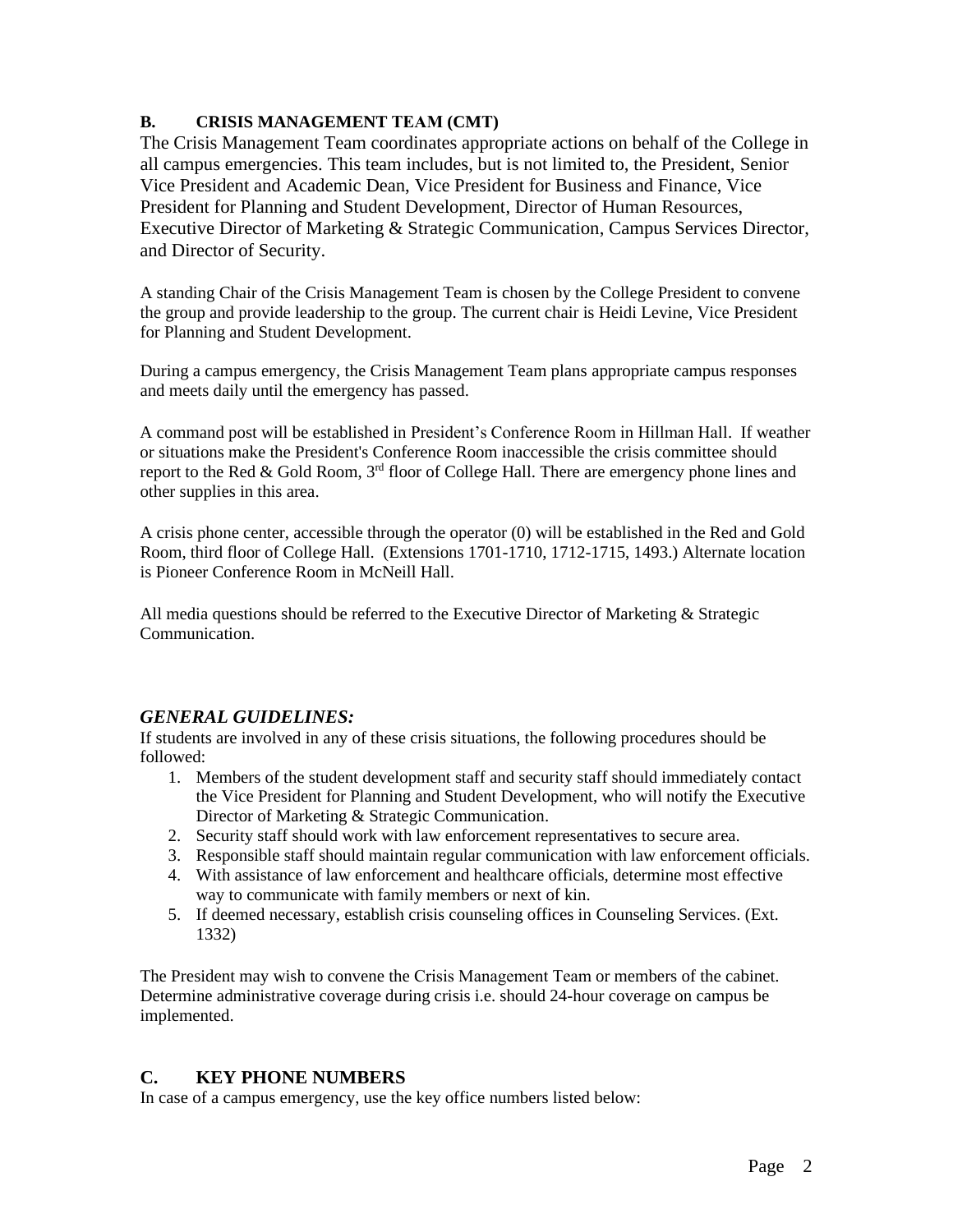## B. CRISIS MANAGEMENT TEAM (CMT)

The Crisis Management Team coordinates appropriate actions on behalf of the College in all campus emergencies. This team includes, but is not limited to, the President, Senior Vice President and Academic Dean, Vice President for Business and Finance, Vice President for Planning and Student Development, Director of Human Resources, Executive Director of Marketing & Strategic Communication, Campus Services Director, and Director of Security.

A standing Chair of the Crisis Management Team is chosen by the College President to convene the group and provide leadership to the group. The current chair is Heidi Levine, Vice President for Planning and Student Development.

During a campus emergency, the Crisis Management Team plans appropriate campus responses and meets daily until the emergency has passed.

A command post will be established in President's Conference Room in Hillman Hall. If weather or situations make the President's Conference Room inaccessible the crisis committee should report to the Red & Gold Room, 3rd floor of College Hall. There are emergency phone lines and other supplies in this area.

A crisis phone center, accessible through the operator (0) will be established in the Red and Gold Room, third floor of College Hall. (Extensions 1701-1710, 1712-1715, 1493.) Alternate location is Pioneer Conference Room in McNeill Hall.

All media questions should be referred to the Executive Director of Marketing & Strategic Communication.

### *GENERAL GUIDELINES:*

If students are involved in any of these crisis situations, the following procedures should be followed:

1. Members of the student development staff and security staff should immediately contact the Vice President for Planning and Student Development, who will notify the Executive Director of Marketing & Strategic Communication.
2. Security staff should work with law enforcement representatives to secure area.
3. Responsible staff should maintain regular communication with law enforcement officials.
4. With assistance of law enforcement and healthcare officials, determine most effective way to communicate with family members or next of kin.
5. If deemed necessary, establish crisis counseling offices in Counseling Services. (Ext. 1332)

The President may wish to convene the Crisis Management Team or members of the cabinet. Determine administrative coverage during crisis i.e. should 24-hour coverage on campus be implemented.

## C. KEY PHONE NUMBERS

In case of a campus emergency, use the key office numbers listed below: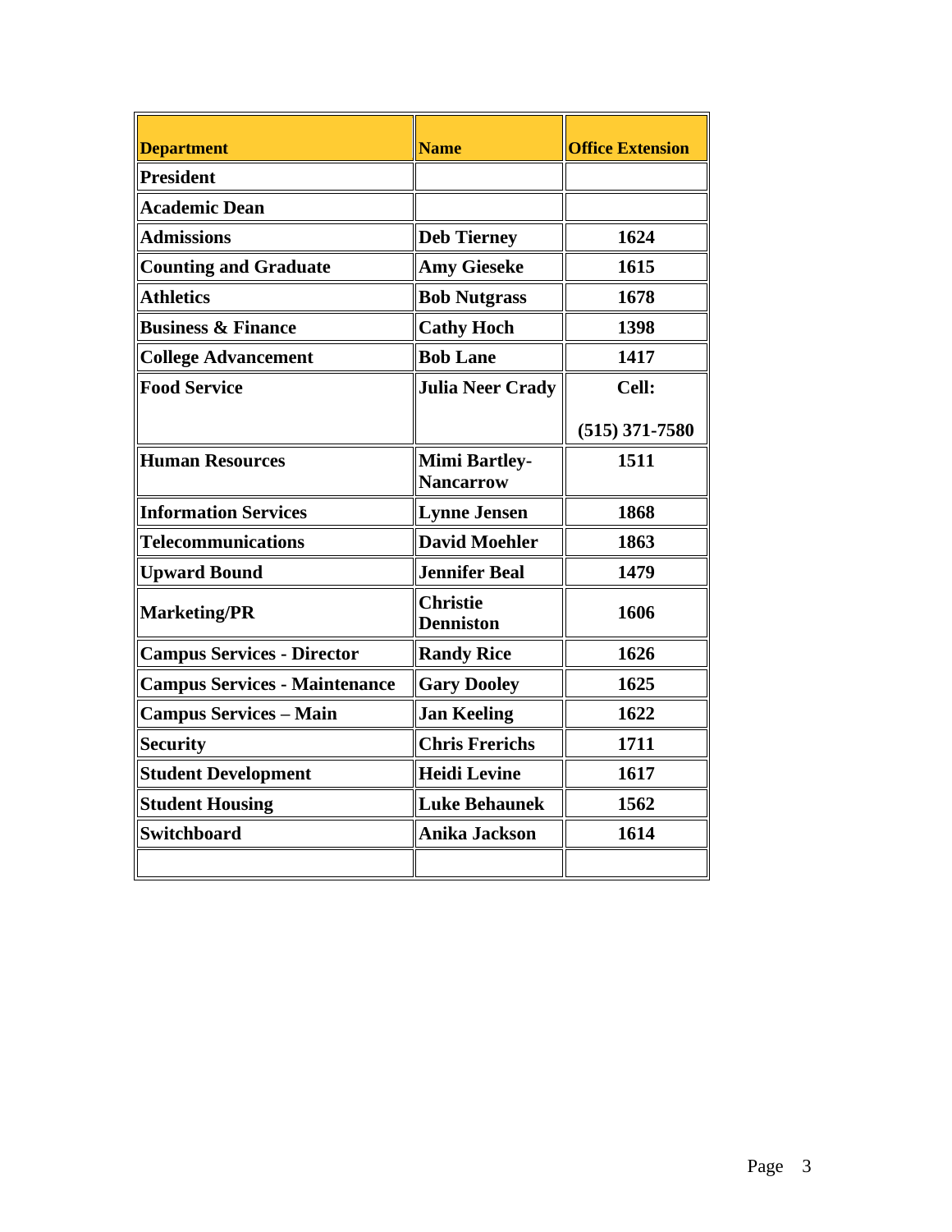| Department | Name | Office Extension |
|---|---|---|
| President | | |
| Academic Dean | | |
| Admissions | Deb Tierney | 1624 |
| Counting and Graduate | Amy Gieseke | 1615 |
| Athletics | Bob Nutgrass | 1678 |
| Business & Finance | Cathy Hoch | 1398 |
| College Advancement | Bob Lane | 1417 |
| Food Service | Julia Neer Crady | Cell: (515) 371-7580 |
| Human Resources | Mimi Bartley-Nancarrow | 1511 |
| Information Services | Lynne Jensen | 1868 |
| Telecommunications | David Moehler | 1863 |
| Upward Bound | Jennifer Beal | 1479 |
| Marketing/PR | Christie Denniston | 1606 |
| Campus Services - Director | Randy Rice | 1626 |
| Campus Services - Maintenance | Gary Dooley | 1625 |
| Campus Services – Main | Jan Keeling | 1622 |
| Security | Chris Frerichs | 1711 |
| Student Development | Heidi Levine | 1617 |
| Student Housing | Luke Behaunek | 1562 |
| Switchboard | Anika Jackson | 1614 |
| | | |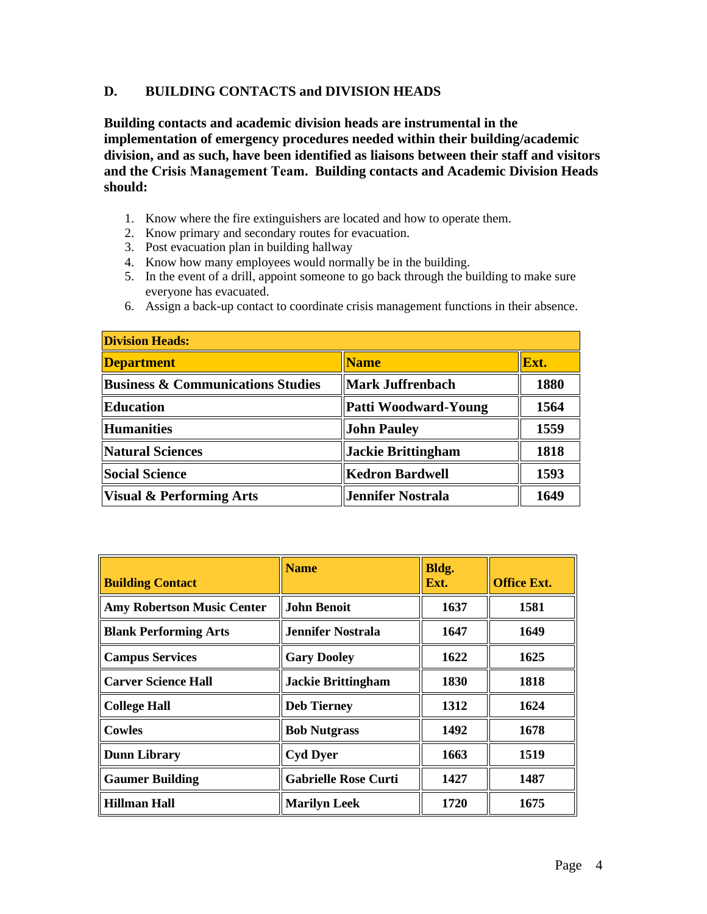## D. BUILDING CONTACTS and DIVISION HEADS

**Building contacts and academic division heads are instrumental in the implementation of emergency procedures needed within their building/academic division, and as such, have been identified as liaisons between their staff and visitors and the Crisis Management Team. Building contacts and Academic Division Heads should:**

1. Know where the fire extinguishers are located and how to operate them.
2. Know primary and secondary routes for evacuation.
3. Post evacuation plan in building hallway
4. Know how many employees would normally be in the building.
5. In the event of a drill, appoint someone to go back through the building to make sure everyone has evacuated.
6. Assign a back-up contact to coordinate crisis management functions in their absence.

| Division Heads: | | |
|---|---|---|
| **Department** | **Name** | **Ext.** |
| **Business & Communications Studies** | **Mark Juffrenbach** | **1880** |
| **Education** | **Patti Woodward-Young** | **1564** |
| **Humanities** | **John Pauley** | **1559** |
| **Natural Sciences** | **Jackie Brittingham** | **1818** |
| **Social Science** | **Kedron Bardwell** | **1593** |
| **Visual & Performing Arts** | **Jennifer Nostrala** | **1649** |

| Building Contact | Name | Bldg. Ext. | Office Ext. |
|---|---|---|---|
| **Amy Robertson Music Center** | **John Benoit** | **1637** | **1581** |
| **Blank Performing Arts** | **Jennifer Nostrala** | **1647** | **1649** |
| **Campus Services** | **Gary Dooley** | **1622** | **1625** |
| **Carver Science Hall** | **Jackie Brittingham** | **1830** | **1818** |
| **College Hall** | **Deb Tierney** | **1312** | **1624** |
| **Cowles** | **Bob Nutgrass** | **1492** | **1678** |
| **Dunn Library** | **Cyd Dyer** | **1663** | **1519** |
| **Gaumer Building** | **Gabrielle Rose Curti** | **1427** | **1487** |
| **Hillman Hall** | **Marilyn Leek** | **1720** | **1675** |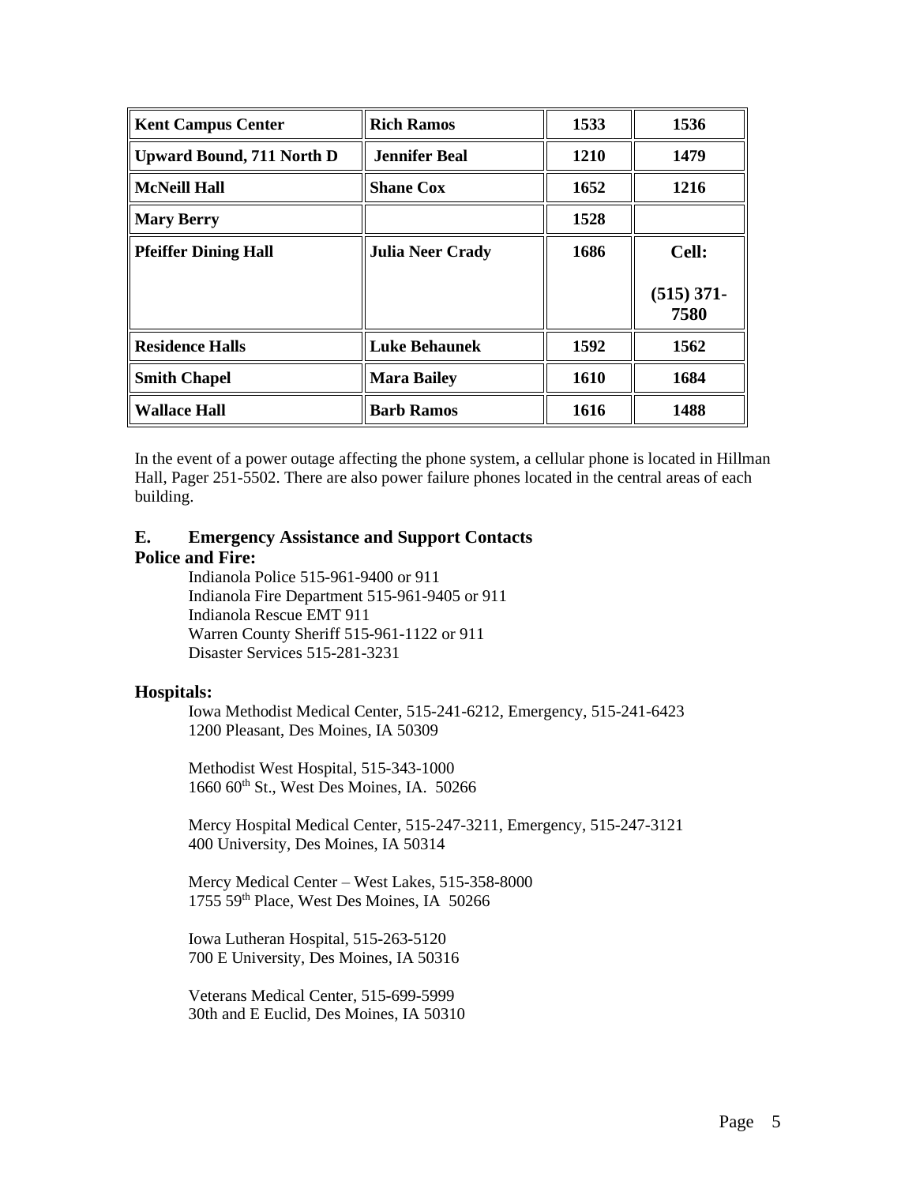| | | | |
|---|---|---|---|
| **Kent Campus Center** | **Rich Ramos** | **1533** | **1536** |
| **Upward Bound, 711 North D** | **Jennifer Beal** | **1210** | **1479** |
| **McNeill Hall** | **Shane Cox** | **1652** | **1216** |
| **Mary Berry** | | **1528** | |
| **Pfeiffer Dining Hall** | **Julia Neer Crady** | **1686** | **Cell: (515) 371-7580** |
| **Residence Halls** | **Luke Behaunek** | **1592** | **1562** |
| **Smith Chapel** | **Mara Bailey** | **1610** | **1684** |
| **Wallace Hall** | **Barb Ramos** | **1616** | **1488** |

In the event of a power outage affecting the phone system, a cellular phone is located in Hillman Hall, Pager 251-5502. There are also power failure phones located in the central areas of each building.

## E. Emergency Assistance and Support Contacts

**Police and Fire:**

Indianola Police 515-961-9400 or 911
Indianola Fire Department 515-961-9405 or 911
Indianola Rescue EMT 911
Warren County Sheriff 515-961-1122 or 911
Disaster Services 515-281-3231

**Hospitals:**

Iowa Methodist Medical Center, 515-241-6212, Emergency, 515-241-6423
1200 Pleasant, Des Moines, IA 50309

Methodist West Hospital, 515-343-1000
1660 60th St., West Des Moines, IA. 50266

Mercy Hospital Medical Center, 515-247-3211, Emergency, 515-247-3121
400 University, Des Moines, IA 50314

Mercy Medical Center – West Lakes, 515-358-8000
1755 59th Place, West Des Moines, IA 50266

Iowa Lutheran Hospital, 515-263-5120
700 E University, Des Moines, IA 50316

Veterans Medical Center, 515-699-5999
30th and E Euclid, Des Moines, IA 50310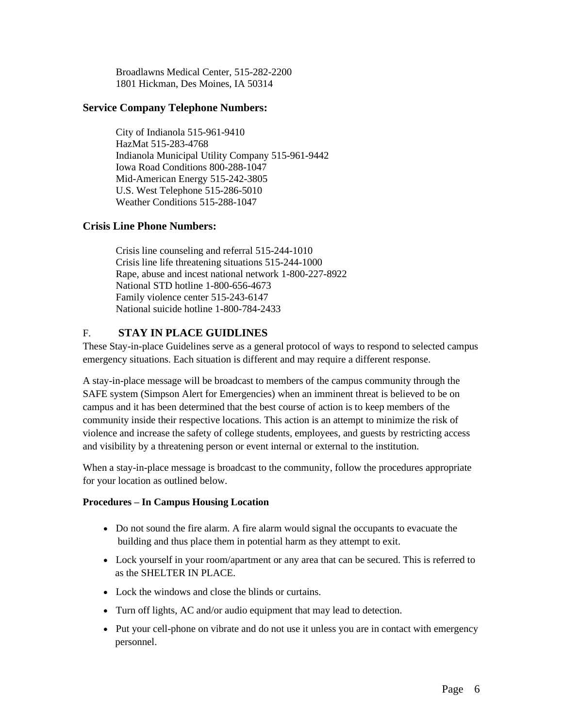Broadlawns Medical Center, 515-282-2200
1801 Hickman, Des Moines, IA 50314

### Service Company Telephone Numbers:

City of Indianola 515-961-9410
HazMat 515-283-4768
Indianola Municipal Utility Company 515-961-9442
Iowa Road Conditions 800-288-1047
Mid-American Energy 515-242-3805
U.S. West Telephone 515-286-5010
Weather Conditions 515-288-1047

### Crisis Line Phone Numbers:

Crisis line counseling and referral 515-244-1010
Crisis line life threatening situations 515-244-1000
Rape, abuse and incest national network 1-800-227-8922
National STD hotline 1-800-656-4673
Family violence center 515-243-6147
National suicide hotline 1-800-784-2433

## F. STAY IN PLACE GUIDLINES

These Stay-in-place Guidelines serve as a general protocol of ways to respond to selected campus emergency situations. Each situation is different and may require a different response.

A stay-in-place message will be broadcast to members of the campus community through the SAFE system (Simpson Alert for Emergencies) when an imminent threat is believed to be on campus and it has been determined that the best course of action is to keep members of the community inside their respective locations. This action is an attempt to minimize the risk of violence and increase the safety of college students, employees, and guests by restricting access and visibility by a threatening person or event internal or external to the institution.

When a stay-in-place message is broadcast to the community, follow the procedures appropriate for your location as outlined below.

**Procedures – In Campus Housing Location**

- Do not sound the fire alarm. A fire alarm would signal the occupants to evacuate the building and thus place them in potential harm as they attempt to exit.
- Lock yourself in your room/apartment or any area that can be secured. This is referred to as the SHELTER IN PLACE.
- Lock the windows and close the blinds or curtains.
- Turn off lights, AC and/or audio equipment that may lead to detection.
- Put your cell-phone on vibrate and do not use it unless you are in contact with emergency personnel.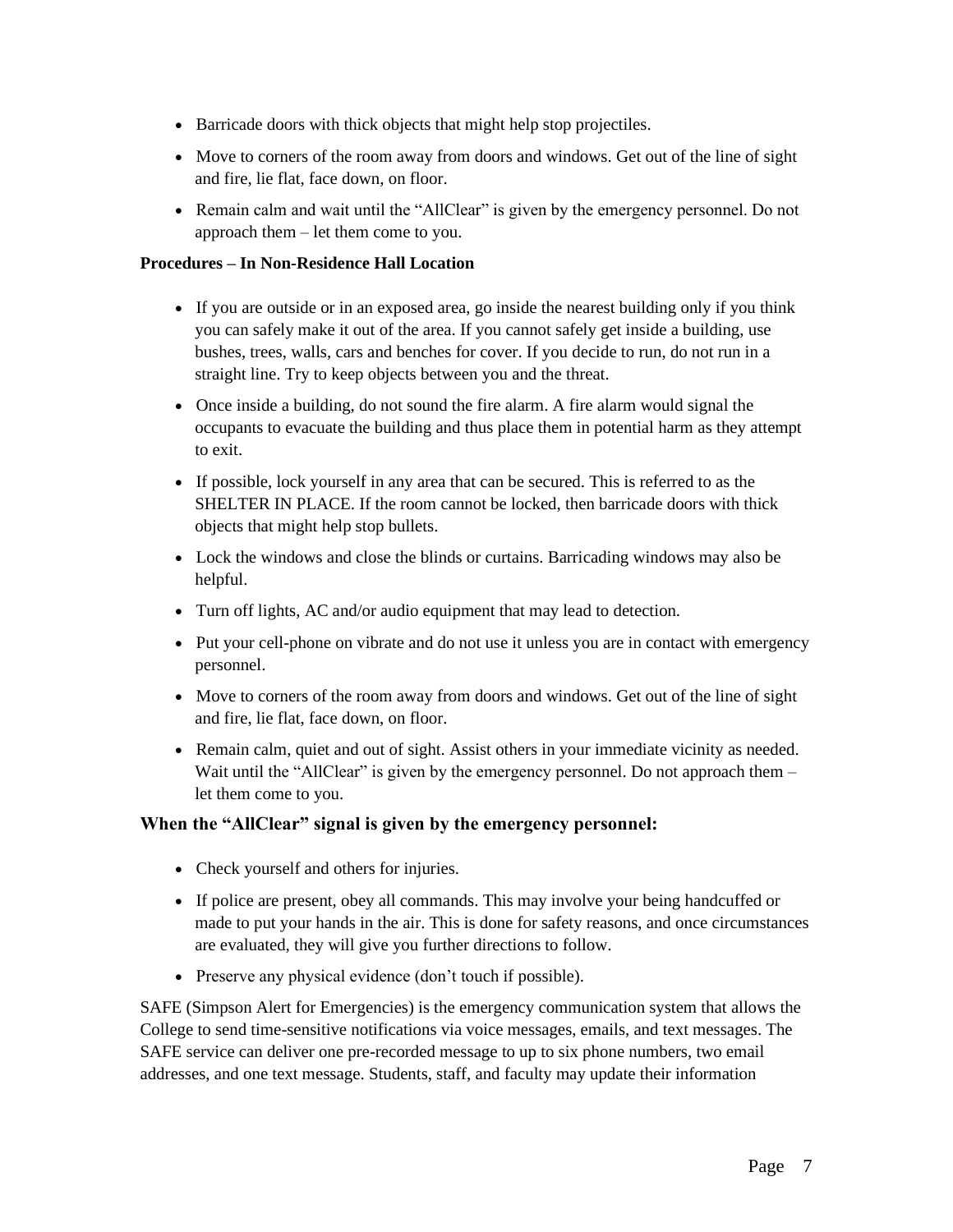- Barricade doors with thick objects that might help stop projectiles.
- Move to corners of the room away from doors and windows. Get out of the line of sight and fire, lie flat, face down, on floor.
- Remain calm and wait until the "AllClear" is given by the emergency personnel. Do not approach them – let them come to you.

**Procedures – In Non-Residence Hall Location**

- If you are outside or in an exposed area, go inside the nearest building only if you think you can safely make it out of the area. If you cannot safely get inside a building, use bushes, trees, walls, cars and benches for cover. If you decide to run, do not run in a straight line. Try to keep objects between you and the threat.
- Once inside a building, do not sound the fire alarm. A fire alarm would signal the occupants to evacuate the building and thus place them in potential harm as they attempt to exit.
- If possible, lock yourself in any area that can be secured. This is referred to as the SHELTER IN PLACE. If the room cannot be locked, then barricade doors with thick objects that might help stop bullets.
- Lock the windows and close the blinds or curtains. Barricading windows may also be helpful.
- Turn off lights, AC and/or audio equipment that may lead to detection.
- Put your cell-phone on vibrate and do not use it unless you are in contact with emergency personnel.
- Move to corners of the room away from doors and windows. Get out of the line of sight and fire, lie flat, face down, on floor.
- Remain calm, quiet and out of sight. Assist others in your immediate vicinity as needed. Wait until the "AllClear" is given by the emergency personnel. Do not approach them – let them come to you.

### When the "AllClear" signal is given by the emergency personnel:

- Check yourself and others for injuries.
- If police are present, obey all commands. This may involve your being handcuffed or made to put your hands in the air. This is done for safety reasons, and once circumstances are evaluated, they will give you further directions to follow.
- Preserve any physical evidence (don't touch if possible).

SAFE (Simpson Alert for Emergencies) is the emergency communication system that allows the College to send time-sensitive notifications via voice messages, emails, and text messages. The SAFE service can deliver one pre-recorded message to up to six phone numbers, two email addresses, and one text message. Students, staff, and faculty may update their information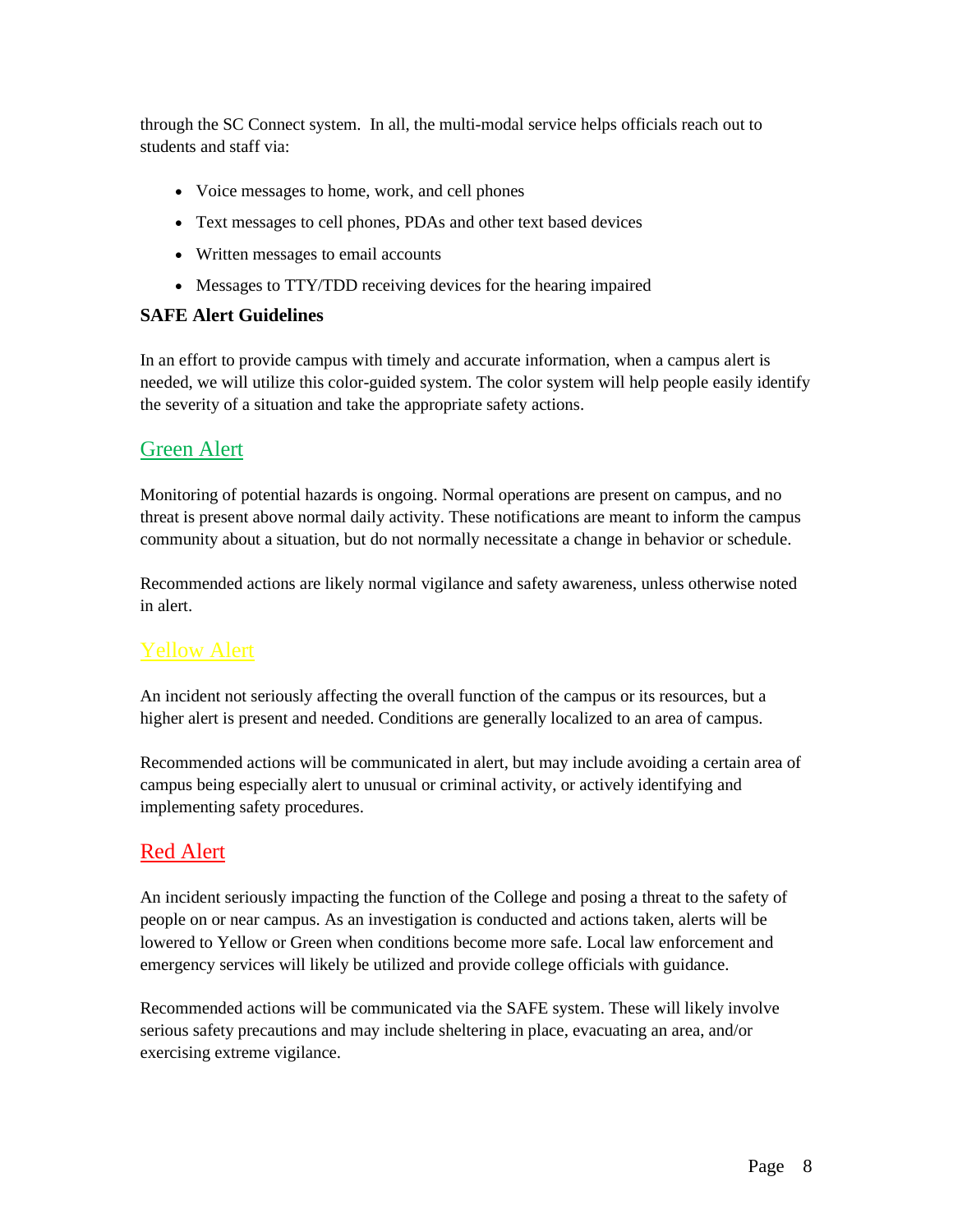through the SC Connect system. In all, the multi-modal service helps officials reach out to students and staff via:

- Voice messages to home, work, and cell phones
- Text messages to cell phones, PDAs and other text based devices
- Written messages to email accounts
- Messages to TTY/TDD receiving devices for the hearing impaired

**SAFE Alert Guidelines**

In an effort to provide campus with timely and accurate information, when a campus alert is needed, we will utilize this color-guided system. The color system will help people easily identify the severity of a situation and take the appropriate safety actions.

## Green Alert

Monitoring of potential hazards is ongoing. Normal operations are present on campus, and no threat is present above normal daily activity. These notifications are meant to inform the campus community about a situation, but do not normally necessitate a change in behavior or schedule.

Recommended actions are likely normal vigilance and safety awareness, unless otherwise noted in alert.

## Yellow Alert

An incident not seriously affecting the overall function of the campus or its resources, but a higher alert is present and needed. Conditions are generally localized to an area of campus.

Recommended actions will be communicated in alert, but may include avoiding a certain area of campus being especially alert to unusual or criminal activity, or actively identifying and implementing safety procedures.

## Red Alert

An incident seriously impacting the function of the College and posing a threat to the safety of people on or near campus. As an investigation is conducted and actions taken, alerts will be lowered to Yellow or Green when conditions become more safe. Local law enforcement and emergency services will likely be utilized and provide college officials with guidance.

Recommended actions will be communicated via the SAFE system. These will likely involve serious safety precautions and may include sheltering in place, evacuating an area, and/or exercising extreme vigilance.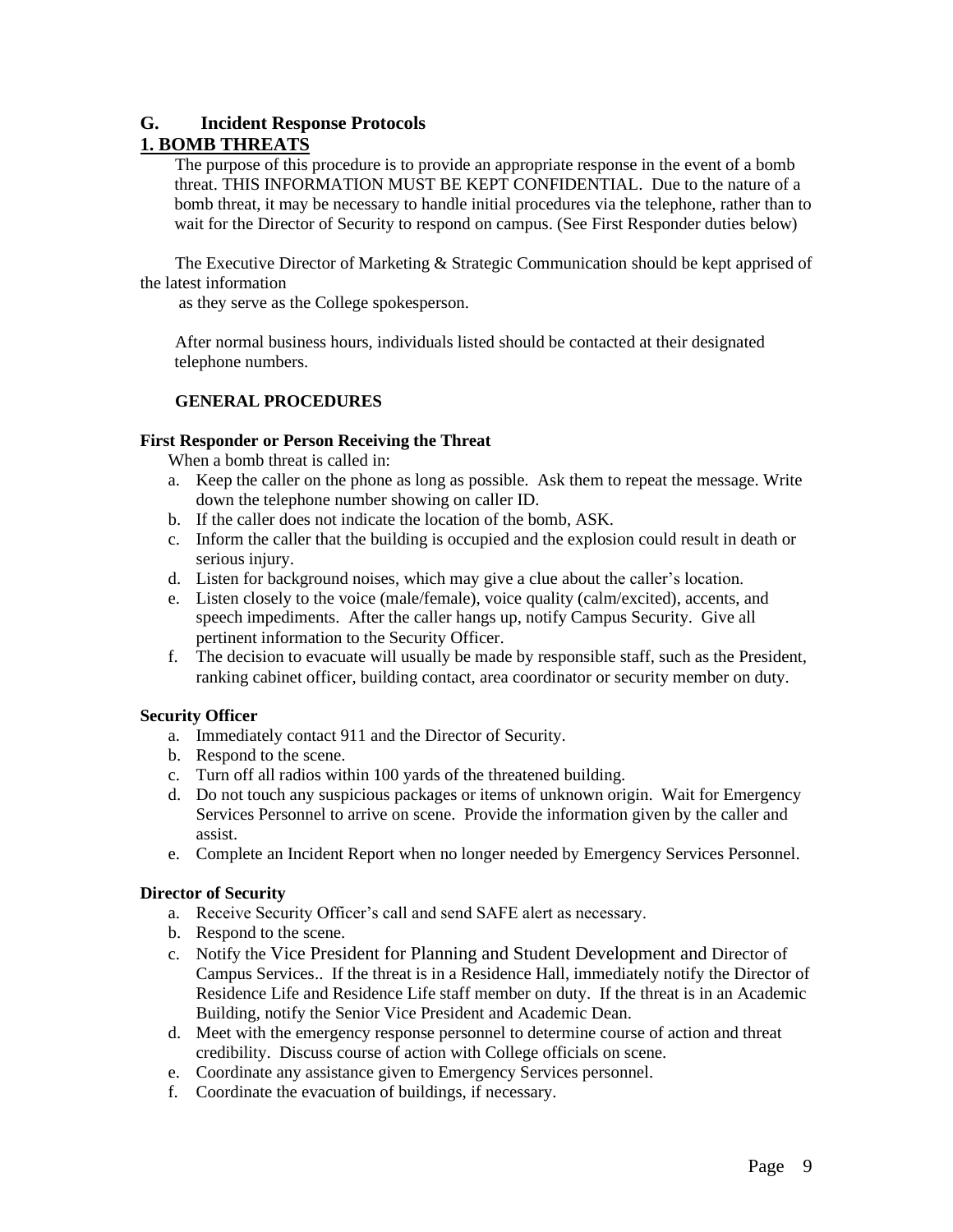## G. Incident Response Protocols

### 1. BOMB THREATS

The purpose of this procedure is to provide an appropriate response in the event of a bomb threat. THIS INFORMATION MUST BE KEPT CONFIDENTIAL. Due to the nature of a bomb threat, it may be necessary to handle initial procedures via the telephone, rather than to wait for the Director of Security to respond on campus. (See First Responder duties below)

The Executive Director of Marketing & Strategic Communication should be kept apprised of the latest information as they serve as the College spokesperson.

After normal business hours, individuals listed should be contacted at their designated telephone numbers.

**GENERAL PROCEDURES**

**First Responder or Person Receiving the Threat**

When a bomb threat is called in:

a. Keep the caller on the phone as long as possible. Ask them to repeat the message. Write down the telephone number showing on caller ID.
b. If the caller does not indicate the location of the bomb, ASK.
c. Inform the caller that the building is occupied and the explosion could result in death or serious injury.
d. Listen for background noises, which may give a clue about the caller's location.
e. Listen closely to the voice (male/female), voice quality (calm/excited), accents, and speech impediments. After the caller hangs up, notify Campus Security. Give all pertinent information to the Security Officer.
f. The decision to evacuate will usually be made by responsible staff, such as the President, ranking cabinet officer, building contact, area coordinator or security member on duty.

**Security Officer**

a. Immediately contact 911 and the Director of Security.
b. Respond to the scene.
c. Turn off all radios within 100 yards of the threatened building.
d. Do not touch any suspicious packages or items of unknown origin. Wait for Emergency Services Personnel to arrive on scene. Provide the information given by the caller and assist.
e. Complete an Incident Report when no longer needed by Emergency Services Personnel.

**Director of Security**

a. Receive Security Officer's call and send SAFE alert as necessary.
b. Respond to the scene.
c. Notify the Vice President for Planning and Student Development and Director of Campus Services.. If the threat is in a Residence Hall, immediately notify the Director of Residence Life and Residence Life staff member on duty. If the threat is in an Academic Building, notify the Senior Vice President and Academic Dean.
d. Meet with the emergency response personnel to determine course of action and threat credibility. Discuss course of action with College officials on scene.
e. Coordinate any assistance given to Emergency Services personnel.
f. Coordinate the evacuation of buildings, if necessary.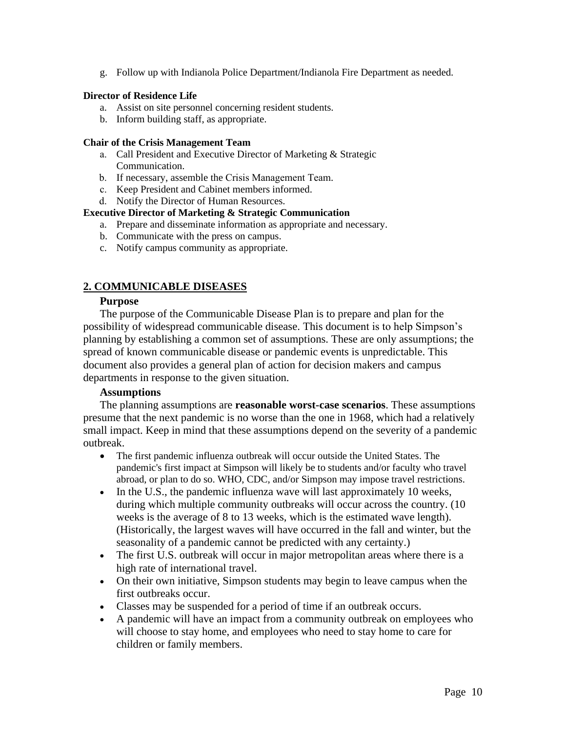g. Follow up with Indianola Police Department/Indianola Fire Department as needed.

**Director of Residence Life**

a. Assist on site personnel concerning resident students.
b. Inform building staff, as appropriate.

**Chair of the Crisis Management Team**

a. Call President and Executive Director of Marketing & Strategic Communication.
b. If necessary, assemble the Crisis Management Team.
c. Keep President and Cabinet members informed.
d. Notify the Director of Human Resources.

**Executive Director of Marketing & Strategic Communication**

a. Prepare and disseminate information as appropriate and necessary.
b. Communicate with the press on campus.
c. Notify campus community as appropriate.

## 2. COMMUNICABLE DISEASES

**Purpose**

The purpose of the Communicable Disease Plan is to prepare and plan for the possibility of widespread communicable disease. This document is to help Simpson's planning by establishing a common set of assumptions. These are only assumptions; the spread of known communicable disease or pandemic events is unpredictable. This document also provides a general plan of action for decision makers and campus departments in response to the given situation.

**Assumptions**

The planning assumptions are **reasonable worst-case scenarios**. These assumptions presume that the next pandemic is no worse than the one in 1968, which had a relatively small impact. Keep in mind that these assumptions depend on the severity of a pandemic outbreak.

- The first pandemic influenza outbreak will occur outside the United States. The pandemic's first impact at Simpson will likely be to students and/or faculty who travel abroad, or plan to do so. WHO, CDC, and/or Simpson may impose travel restrictions.
- In the U.S., the pandemic influenza wave will last approximately 10 weeks, during which multiple community outbreaks will occur across the country. (10 weeks is the average of 8 to 13 weeks, which is the estimated wave length). (Historically, the largest waves will have occurred in the fall and winter, but the seasonality of a pandemic cannot be predicted with any certainty.)
- The first U.S. outbreak will occur in major metropolitan areas where there is a high rate of international travel.
- On their own initiative, Simpson students may begin to leave campus when the first outbreaks occur.
- Classes may be suspended for a period of time if an outbreak occurs.
- A pandemic will have an impact from a community outbreak on employees who will choose to stay home, and employees who need to stay home to care for children or family members.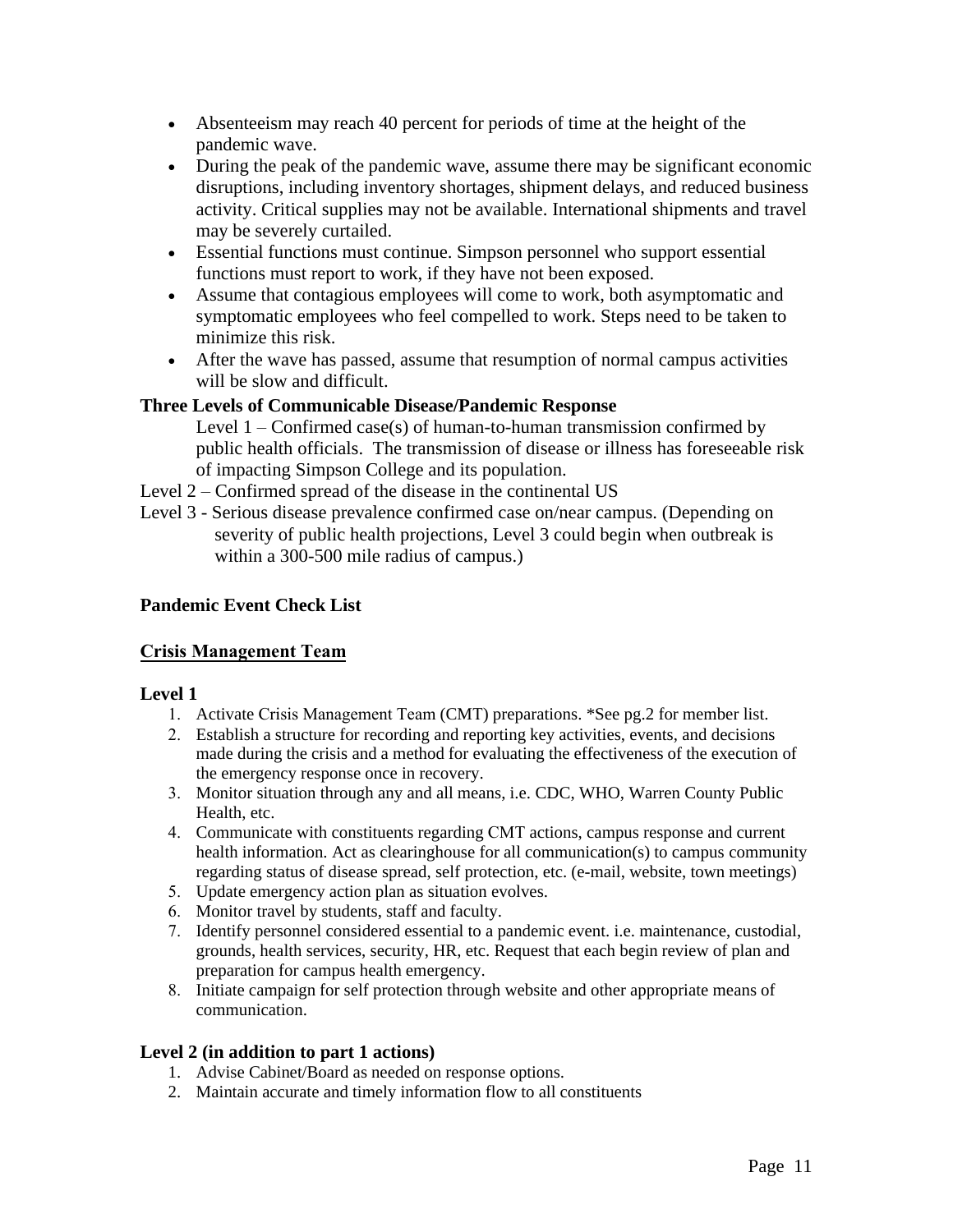- Absenteeism may reach 40 percent for periods of time at the height of the pandemic wave.
- During the peak of the pandemic wave, assume there may be significant economic disruptions, including inventory shortages, shipment delays, and reduced business activity. Critical supplies may not be available. International shipments and travel may be severely curtailed.
- Essential functions must continue. Simpson personnel who support essential functions must report to work, if they have not been exposed.
- Assume that contagious employees will come to work, both asymptomatic and symptomatic employees who feel compelled to work. Steps need to be taken to minimize this risk.
- After the wave has passed, assume that resumption of normal campus activities will be slow and difficult.

**Three Levels of Communicable Disease/Pandemic Response**

Level 1 – Confirmed case(s) of human-to-human transmission confirmed by public health officials. The transmission of disease or illness has foreseeable risk of impacting Simpson College and its population.

Level 2 – Confirmed spread of the disease in the continental US

Level 3 - Serious disease prevalence confirmed case on/near campus. (Depending on severity of public health projections, Level 3 could begin when outbreak is within a 300-500 mile radius of campus.)

**Pandemic Event Check List**

**Crisis Management Team**

**Level 1**

1. Activate Crisis Management Team (CMT) preparations. *See pg.2 for member list.
2. Establish a structure for recording and reporting key activities, events, and decisions made during the crisis and a method for evaluating the effectiveness of the execution of the emergency response once in recovery.
3. Monitor situation through any and all means, i.e. CDC, WHO, Warren County Public Health, etc.
4. Communicate with constituents regarding CMT actions, campus response and current health information. Act as clearinghouse for all communication(s) to campus community regarding status of disease spread, self protection, etc. (e-mail, website, town meetings)
5. Update emergency action plan as situation evolves.
6. Monitor travel by students, staff and faculty.
7. Identify personnel considered essential to a pandemic event. i.e. maintenance, custodial, grounds, health services, security, HR, etc. Request that each begin review of plan and preparation for campus health emergency.
8. Initiate campaign for self protection through website and other appropriate means of communication.

**Level 2 (in addition to part 1 actions)**

1. Advise Cabinet/Board as needed on response options.
2. Maintain accurate and timely information flow to all constituents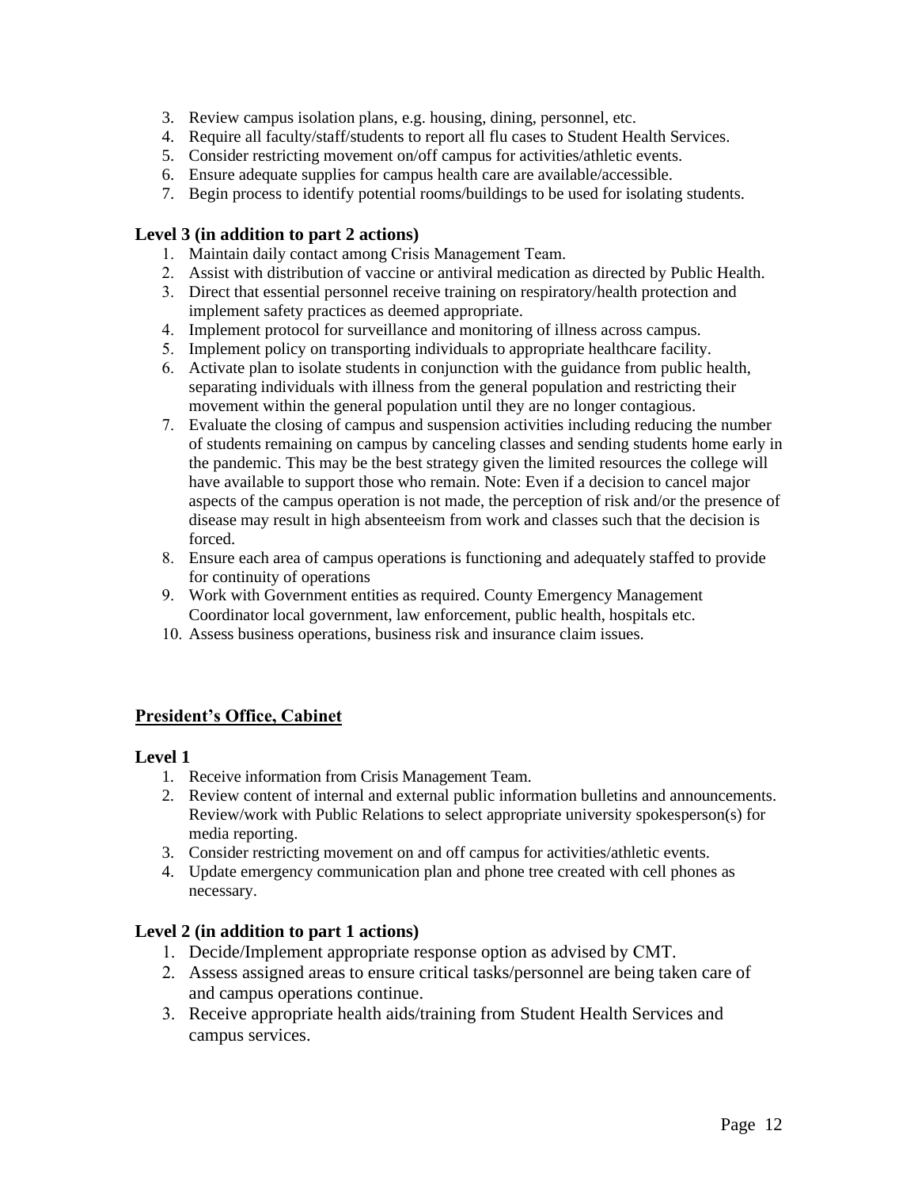3. Review campus isolation plans, e.g. housing, dining, personnel, etc.
4. Require all faculty/staff/students to report all flu cases to Student Health Services.
5. Consider restricting movement on/off campus for activities/athletic events.
6. Ensure adequate supplies for campus health care are available/accessible.
7. Begin process to identify potential rooms/buildings to be used for isolating students.

### Level 3 (in addition to part 2 actions)

1. Maintain daily contact among Crisis Management Team.
2. Assist with distribution of vaccine or antiviral medication as directed by Public Health.
3. Direct that essential personnel receive training on respiratory/health protection and implement safety practices as deemed appropriate.
4. Implement protocol for surveillance and monitoring of illness across campus.
5. Implement policy on transporting individuals to appropriate healthcare facility.
6. Activate plan to isolate students in conjunction with the guidance from public health, separating individuals with illness from the general population and restricting their movement within the general population until they are no longer contagious.
7. Evaluate the closing of campus and suspension activities including reducing the number of students remaining on campus by canceling classes and sending students home early in the pandemic. This may be the best strategy given the limited resources the college will have available to support those who remain. Note: Even if a decision to cancel major aspects of the campus operation is not made, the perception of risk and/or the presence of disease may result in high absenteeism from work and classes such that the decision is forced.
8. Ensure each area of campus operations is functioning and adequately staffed to provide for continuity of operations
9. Work with Government entities as required. County Emergency Management Coordinator local government, law enforcement, public health, hospitals etc.
10. Assess business operations, business risk and insurance claim issues.

## President's Office, Cabinet

### Level 1

1. Receive information from Crisis Management Team.
2. Review content of internal and external public information bulletins and announcements. Review/work with Public Relations to select appropriate university spokesperson(s) for media reporting.
3. Consider restricting movement on and off campus for activities/athletic events.
4. Update emergency communication plan and phone tree created with cell phones as necessary.

### Level 2 (in addition to part 1 actions)

1. Decide/Implement appropriate response option as advised by CMT.
2. Assess assigned areas to ensure critical tasks/personnel are being taken care of and campus operations continue.
3. Receive appropriate health aids/training from Student Health Services and campus services.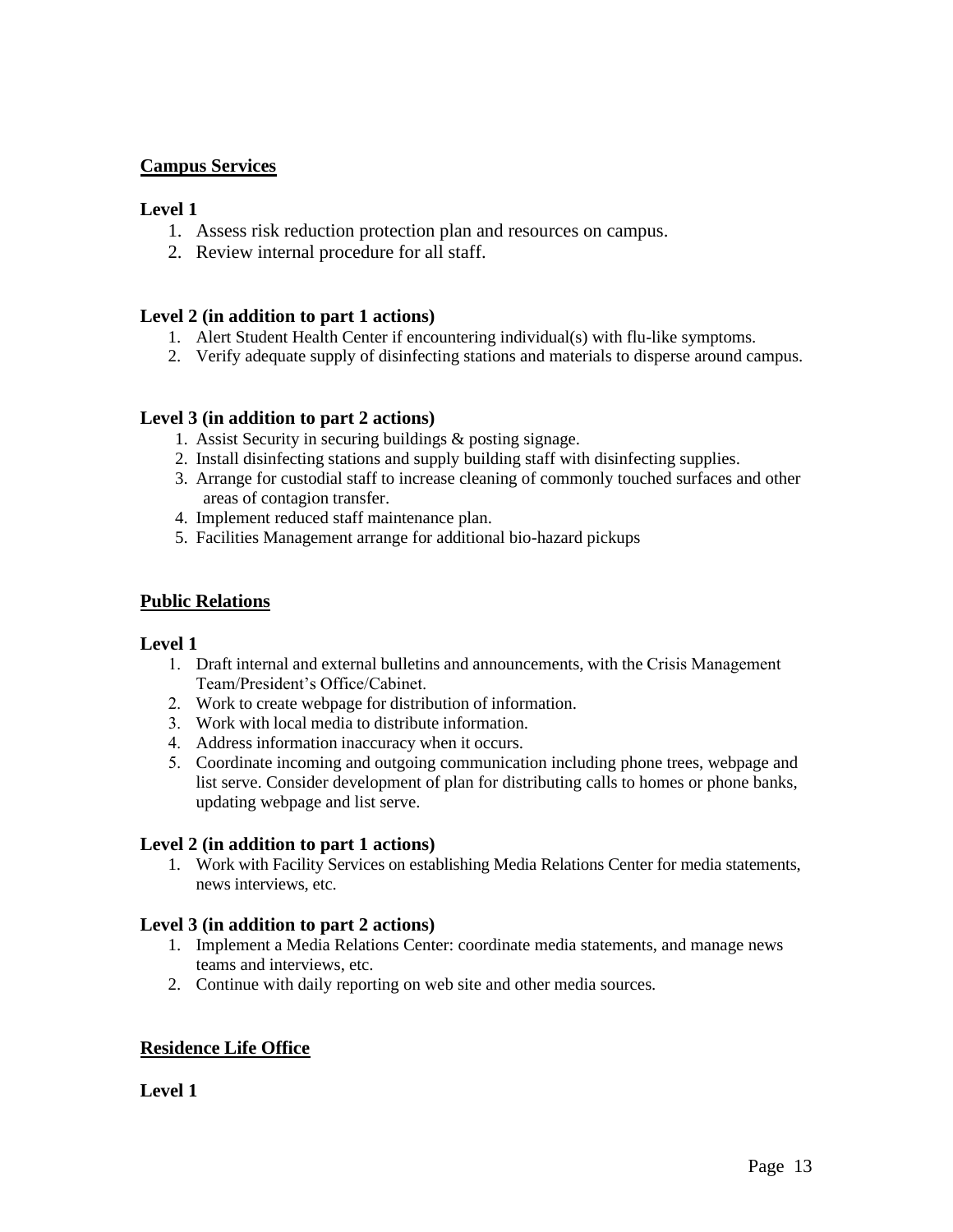## Campus Services

**Level 1**

1. Assess risk reduction protection plan and resources on campus.
2. Review internal procedure for all staff.

**Level 2 (in addition to part 1 actions)**

1. Alert Student Health Center if encountering individual(s) with flu-like symptoms.
2. Verify adequate supply of disinfecting stations and materials to disperse around campus.

**Level 3 (in addition to part 2 actions)**

1. Assist Security in securing buildings & posting signage.
2. Install disinfecting stations and supply building staff with disinfecting supplies.
3. Arrange for custodial staff to increase cleaning of commonly touched surfaces and other areas of contagion transfer.
4. Implement reduced staff maintenance plan.
5. Facilities Management arrange for additional bio-hazard pickups

## Public Relations

**Level 1**

1. Draft internal and external bulletins and announcements, with the Crisis Management Team/President's Office/Cabinet.
2. Work to create webpage for distribution of information.
3. Work with local media to distribute information.
4. Address information inaccuracy when it occurs.
5. Coordinate incoming and outgoing communication including phone trees, webpage and list serve. Consider development of plan for distributing calls to homes or phone banks, updating webpage and list serve.

**Level 2 (in addition to part 1 actions)**

1. Work with Facility Services on establishing Media Relations Center for media statements, news interviews, etc.

**Level 3 (in addition to part 2 actions)**

1. Implement a Media Relations Center: coordinate media statements, and manage news teams and interviews, etc.
2. Continue with daily reporting on web site and other media sources.

## Residence Life Office

**Level 1**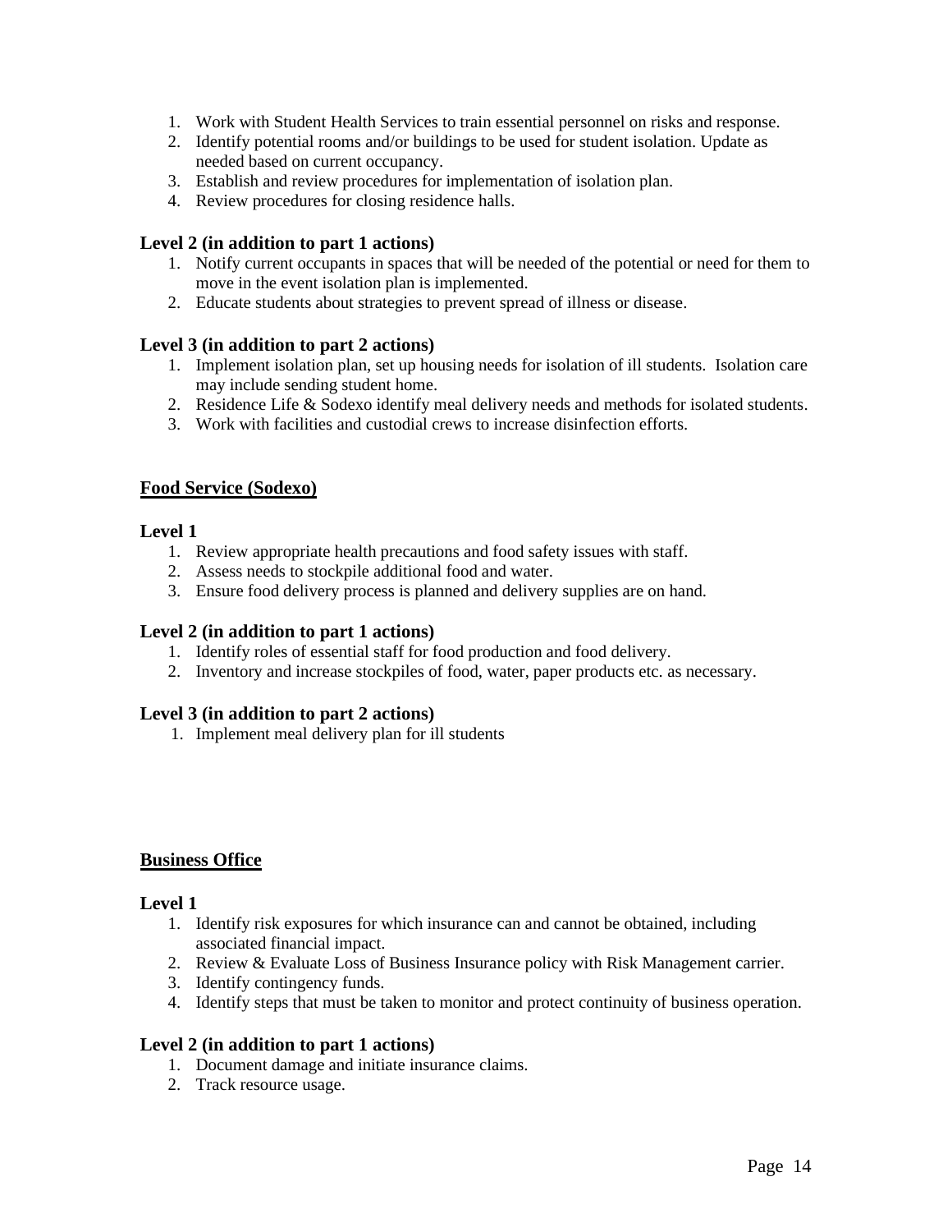1. Work with Student Health Services to train essential personnel on risks and response.
2. Identify potential rooms and/or buildings to be used for student isolation. Update as needed based on current occupancy.
3. Establish and review procedures for implementation of isolation plan.
4. Review procedures for closing residence halls.

### Level 2 (in addition to part 1 actions)

1. Notify current occupants in spaces that will be needed of the potential or need for them to move in the event isolation plan is implemented.
2. Educate students about strategies to prevent spread of illness or disease.

### Level 3 (in addition to part 2 actions)

1. Implement isolation plan, set up housing needs for isolation of ill students. Isolation care may include sending student home.
2. Residence Life & Sodexo identify meal delivery needs and methods for isolated students.
3. Work with facilities and custodial crews to increase disinfection efforts.

## Food Service (Sodexo)

### Level 1

1. Review appropriate health precautions and food safety issues with staff.
2. Assess needs to stockpile additional food and water.
3. Ensure food delivery process is planned and delivery supplies are on hand.

### Level 2 (in addition to part 1 actions)

1. Identify roles of essential staff for food production and food delivery.
2. Inventory and increase stockpiles of food, water, paper products etc. as necessary.

### Level 3 (in addition to part 2 actions)

1. Implement meal delivery plan for ill students

## Business Office

### Level 1

1. Identify risk exposures for which insurance can and cannot be obtained, including associated financial impact.
2. Review & Evaluate Loss of Business Insurance policy with Risk Management carrier.
3. Identify contingency funds.
4. Identify steps that must be taken to monitor and protect continuity of business operation.

### Level 2 (in addition to part 1 actions)

1. Document damage and initiate insurance claims.
2. Track resource usage.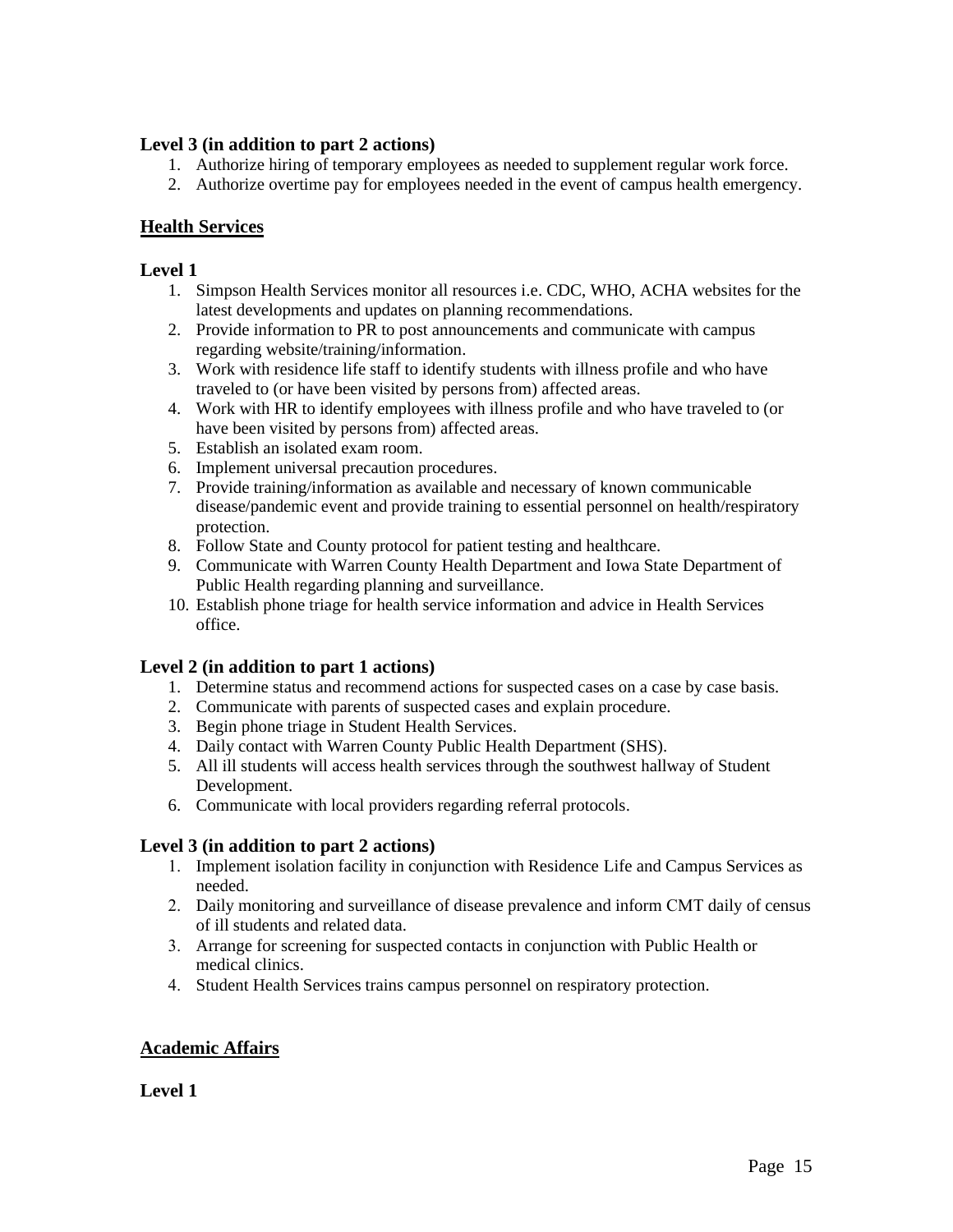**Level 3 (in addition to part 2 actions)**

1. Authorize hiring of temporary employees as needed to supplement regular work force.
2. Authorize overtime pay for employees needed in the event of campus health emergency.

## Health Services

**Level 1**

1. Simpson Health Services monitor all resources i.e. CDC, WHO, ACHA websites for the latest developments and updates on planning recommendations.
2. Provide information to PR to post announcements and communicate with campus regarding website/training/information.
3. Work with residence life staff to identify students with illness profile and who have traveled to (or have been visited by persons from) affected areas.
4. Work with HR to identify employees with illness profile and who have traveled to (or have been visited by persons from) affected areas.
5. Establish an isolated exam room.
6. Implement universal precaution procedures.
7. Provide training/information as available and necessary of known communicable disease/pandemic event and provide training to essential personnel on health/respiratory protection.
8. Follow State and County protocol for patient testing and healthcare.
9. Communicate with Warren County Health Department and Iowa State Department of Public Health regarding planning and surveillance.
10. Establish phone triage for health service information and advice in Health Services office.

**Level 2 (in addition to part 1 actions)**

1. Determine status and recommend actions for suspected cases on a case by case basis.
2. Communicate with parents of suspected cases and explain procedure.
3. Begin phone triage in Student Health Services.
4. Daily contact with Warren County Public Health Department (SHS).
5. All ill students will access health services through the southwest hallway of Student Development.
6. Communicate with local providers regarding referral protocols.

**Level 3 (in addition to part 2 actions)**

1. Implement isolation facility in conjunction with Residence Life and Campus Services as needed.
2. Daily monitoring and surveillance of disease prevalence and inform CMT daily of census of ill students and related data.
3. Arrange for screening for suspected contacts in conjunction with Public Health or medical clinics.
4. Student Health Services trains campus personnel on respiratory protection.

## Academic Affairs

**Level 1**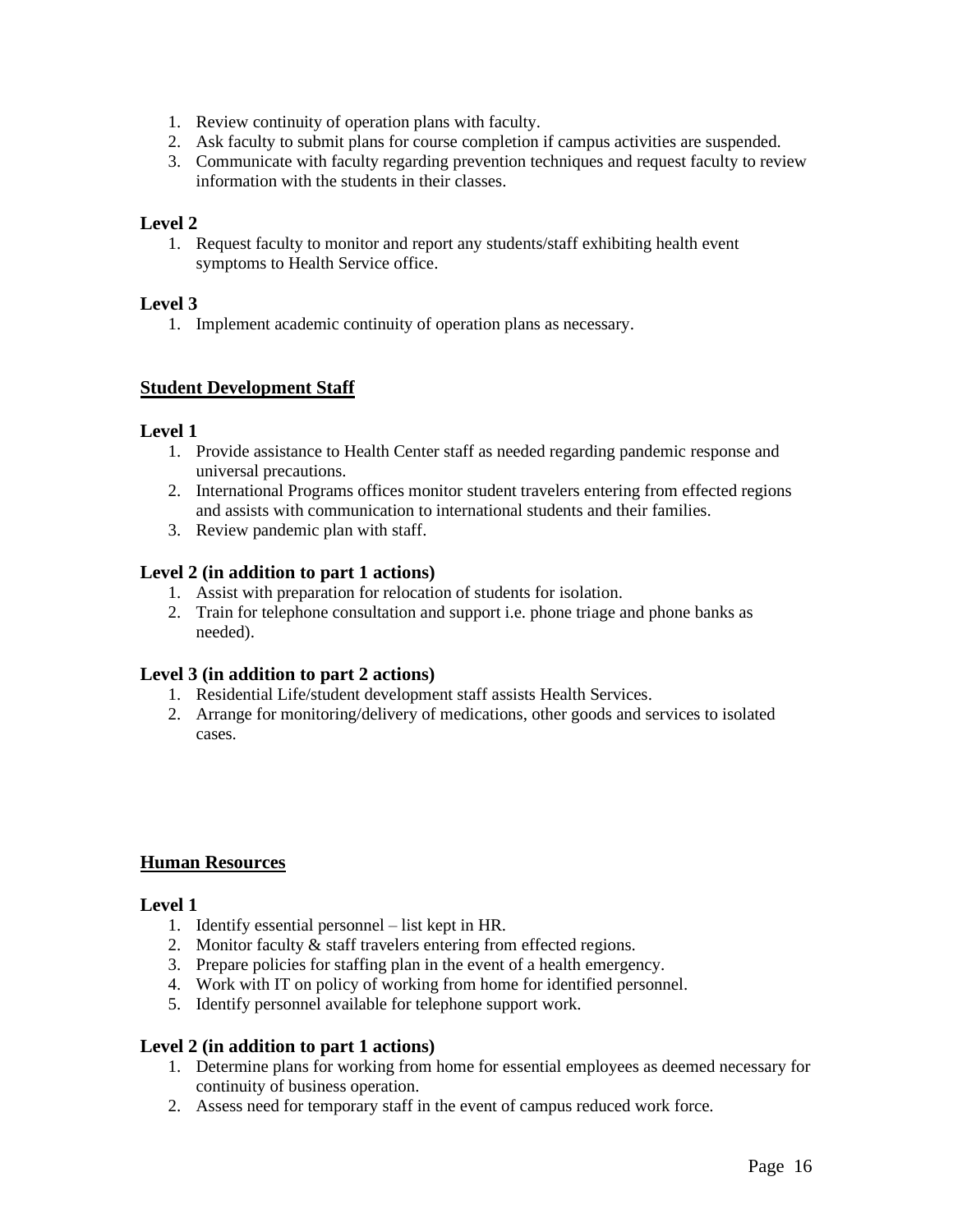1. Review continuity of operation plans with faculty.
2. Ask faculty to submit plans for course completion if campus activities are suspended.
3. Communicate with faculty regarding prevention techniques and request faculty to review information with the students in their classes.

**Level 2**

1. Request faculty to monitor and report any students/staff exhibiting health event symptoms to Health Service office.

**Level 3**

1. Implement academic continuity of operation plans as necessary.

## Student Development Staff

**Level 1**

1. Provide assistance to Health Center staff as needed regarding pandemic response and universal precautions.
2. International Programs offices monitor student travelers entering from effected regions and assists with communication to international students and their families.
3. Review pandemic plan with staff.

**Level 2 (in addition to part 1 actions)**

1. Assist with preparation for relocation of students for isolation.
2. Train for telephone consultation and support i.e. phone triage and phone banks as needed).

**Level 3 (in addition to part 2 actions)**

1. Residential Life/student development staff assists Health Services.
2. Arrange for monitoring/delivery of medications, other goods and services to isolated cases.

## Human Resources

**Level 1**

1. Identify essential personnel – list kept in HR.
2. Monitor faculty & staff travelers entering from effected regions.
3. Prepare policies for staffing plan in the event of a health emergency.
4. Work with IT on policy of working from home for identified personnel.
5. Identify personnel available for telephone support work.

**Level 2 (in addition to part 1 actions)**

1. Determine plans for working from home for essential employees as deemed necessary for continuity of business operation.
2. Assess need for temporary staff in the event of campus reduced work force.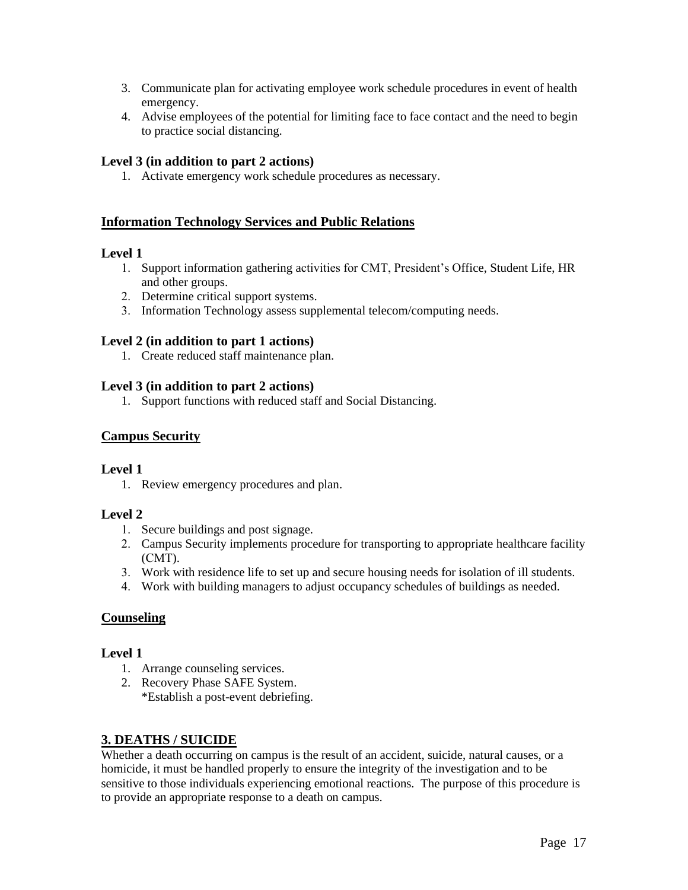3. Communicate plan for activating employee work schedule procedures in event of health emergency.
4. Advise employees of the potential for limiting face to face contact and the need to begin to practice social distancing.

**Level 3 (in addition to part 2 actions)**

1. Activate emergency work schedule procedures as necessary.

## Information Technology Services and Public Relations

**Level 1**

1. Support information gathering activities for CMT, President's Office, Student Life, HR and other groups.
2. Determine critical support systems.
3. Information Technology assess supplemental telecom/computing needs.

**Level 2 (in addition to part 1 actions)**

1. Create reduced staff maintenance plan.

**Level 3 (in addition to part 2 actions)**

1. Support functions with reduced staff and Social Distancing.

## Campus Security

**Level 1**

1. Review emergency procedures and plan.

**Level 2**

1. Secure buildings and post signage.
2. Campus Security implements procedure for transporting to appropriate healthcare facility (CMT).
3. Work with residence life to set up and secure housing needs for isolation of ill students.
4. Work with building managers to adjust occupancy schedules of buildings as needed.

## Counseling

**Level 1**

1. Arrange counseling services.
2. Recovery Phase SAFE System.
   *Establish a post-event debriefing.

## 3. DEATHS / SUICIDE

Whether a death occurring on campus is the result of an accident, suicide, natural causes, or a homicide, it must be handled properly to ensure the integrity of the investigation and to be sensitive to those individuals experiencing emotional reactions. The purpose of this procedure is to provide an appropriate response to a death on campus.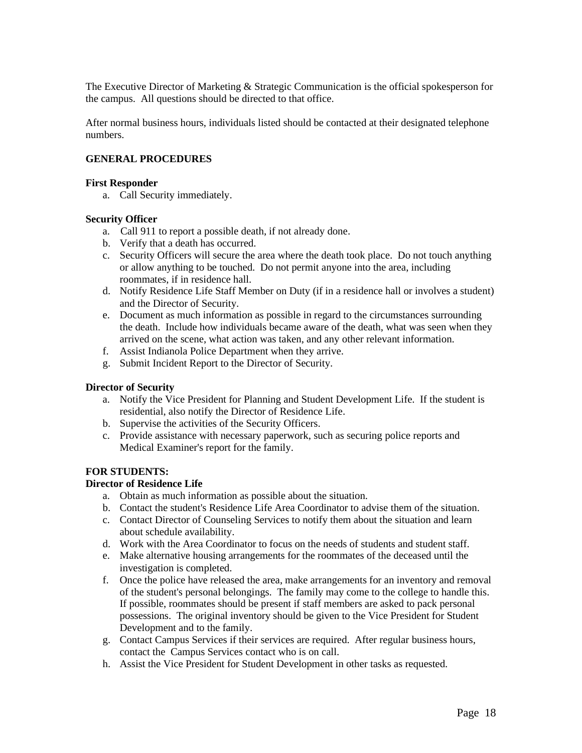The Executive Director of Marketing & Strategic Communication is the official spokesperson for the campus. All questions should be directed to that office.

After normal business hours, individuals listed should be contacted at their designated telephone numbers.

**GENERAL PROCEDURES**

**First Responder**

a. Call Security immediately.

**Security Officer**

a. Call 911 to report a possible death, if not already done.
b. Verify that a death has occurred.
c. Security Officers will secure the area where the death took place. Do not touch anything or allow anything to be touched. Do not permit anyone into the area, including roommates, if in residence hall.
d. Notify Residence Life Staff Member on Duty (if in a residence hall or involves a student) and the Director of Security.
e. Document as much information as possible in regard to the circumstances surrounding the death. Include how individuals became aware of the death, what was seen when they arrived on the scene, what action was taken, and any other relevant information.
f. Assist Indianola Police Department when they arrive.
g. Submit Incident Report to the Director of Security.

**Director of Security**

a. Notify the Vice President for Planning and Student Development Life. If the student is residential, also notify the Director of Residence Life.
b. Supervise the activities of the Security Officers.
c. Provide assistance with necessary paperwork, such as securing police reports and Medical Examiner's report for the family.

**FOR STUDENTS:**

**Director of Residence Life**

a. Obtain as much information as possible about the situation.
b. Contact the student's Residence Life Area Coordinator to advise them of the situation.
c. Contact Director of Counseling Services to notify them about the situation and learn about schedule availability.
d. Work with the Area Coordinator to focus on the needs of students and student staff.
e. Make alternative housing arrangements for the roommates of the deceased until the investigation is completed.
f. Once the police have released the area, make arrangements for an inventory and removal of the student's personal belongings. The family may come to the college to handle this. If possible, roommates should be present if staff members are asked to pack personal possessions. The original inventory should be given to the Vice President for Student Development and to the family.
g. Contact Campus Services if their services are required. After regular business hours, contact the Campus Services contact who is on call.
h. Assist the Vice President for Student Development in other tasks as requested.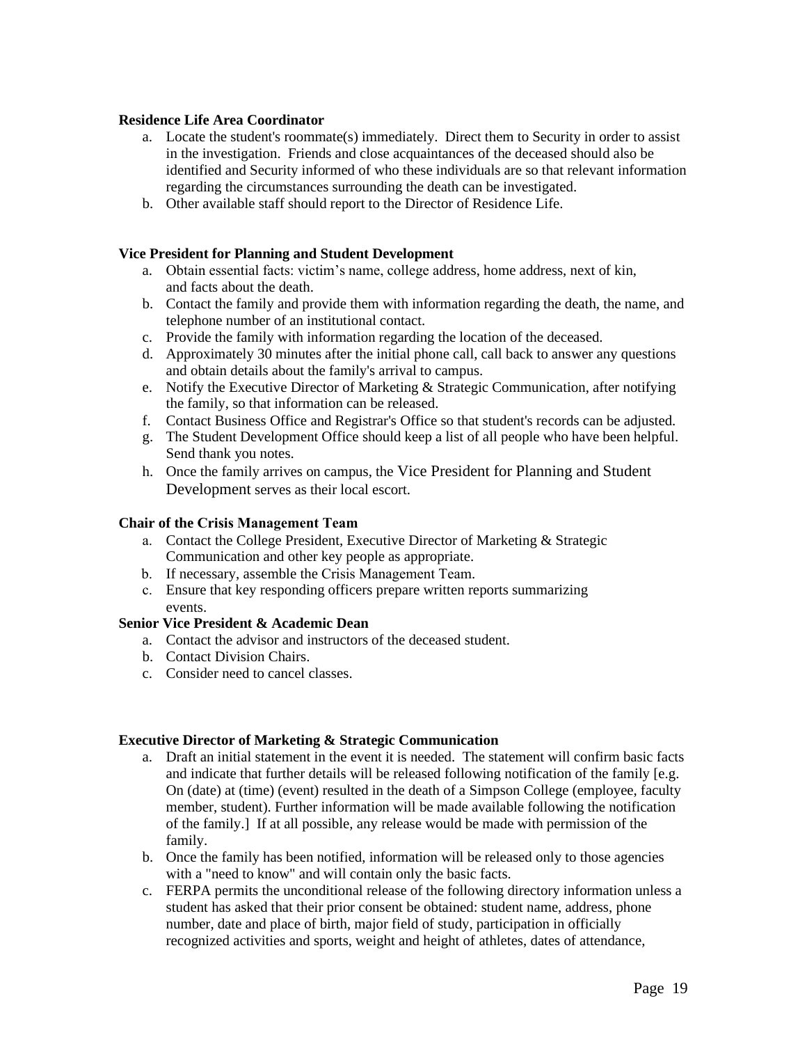**Residence Life Area Coordinator**

a. Locate the student's roommate(s) immediately. Direct them to Security in order to assist in the investigation. Friends and close acquaintances of the deceased should also be identified and Security informed of who these individuals are so that relevant information regarding the circumstances surrounding the death can be investigated.
b. Other available staff should report to the Director of Residence Life.

**Vice President for Planning and Student Development**

a. Obtain essential facts: victim's name, college address, home address, next of kin, and facts about the death.
b. Contact the family and provide them with information regarding the death, the name, and telephone number of an institutional contact.
c. Provide the family with information regarding the location of the deceased.
d. Approximately 30 minutes after the initial phone call, call back to answer any questions and obtain details about the family's arrival to campus.
e. Notify the Executive Director of Marketing & Strategic Communication, after notifying the family, so that information can be released.
f. Contact Business Office and Registrar's Office so that student's records can be adjusted.
g. The Student Development Office should keep a list of all people who have been helpful. Send thank you notes.
h. Once the family arrives on campus, the Vice President for Planning and Student Development serves as their local escort.

**Chair of the Crisis Management Team**

a. Contact the College President, Executive Director of Marketing & Strategic Communication and other key people as appropriate.
b. If necessary, assemble the Crisis Management Team.
c. Ensure that key responding officers prepare written reports summarizing events.

**Senior Vice President & Academic Dean**

a. Contact the advisor and instructors of the deceased student.
b. Contact Division Chairs.
c. Consider need to cancel classes.

**Executive Director of Marketing & Strategic Communication**

a. Draft an initial statement in the event it is needed. The statement will confirm basic facts and indicate that further details will be released following notification of the family [e.g. On (date) at (time) (event) resulted in the death of a Simpson College (employee, faculty member, student). Further information will be made available following the notification of the family.] If at all possible, any release would be made with permission of the family.
b. Once the family has been notified, information will be released only to those agencies with a "need to know" and will contain only the basic facts.
c. FERPA permits the unconditional release of the following directory information unless a student has asked that their prior consent be obtained: student name, address, phone number, date and place of birth, major field of study, participation in officially recognized activities and sports, weight and height of athletes, dates of attendance,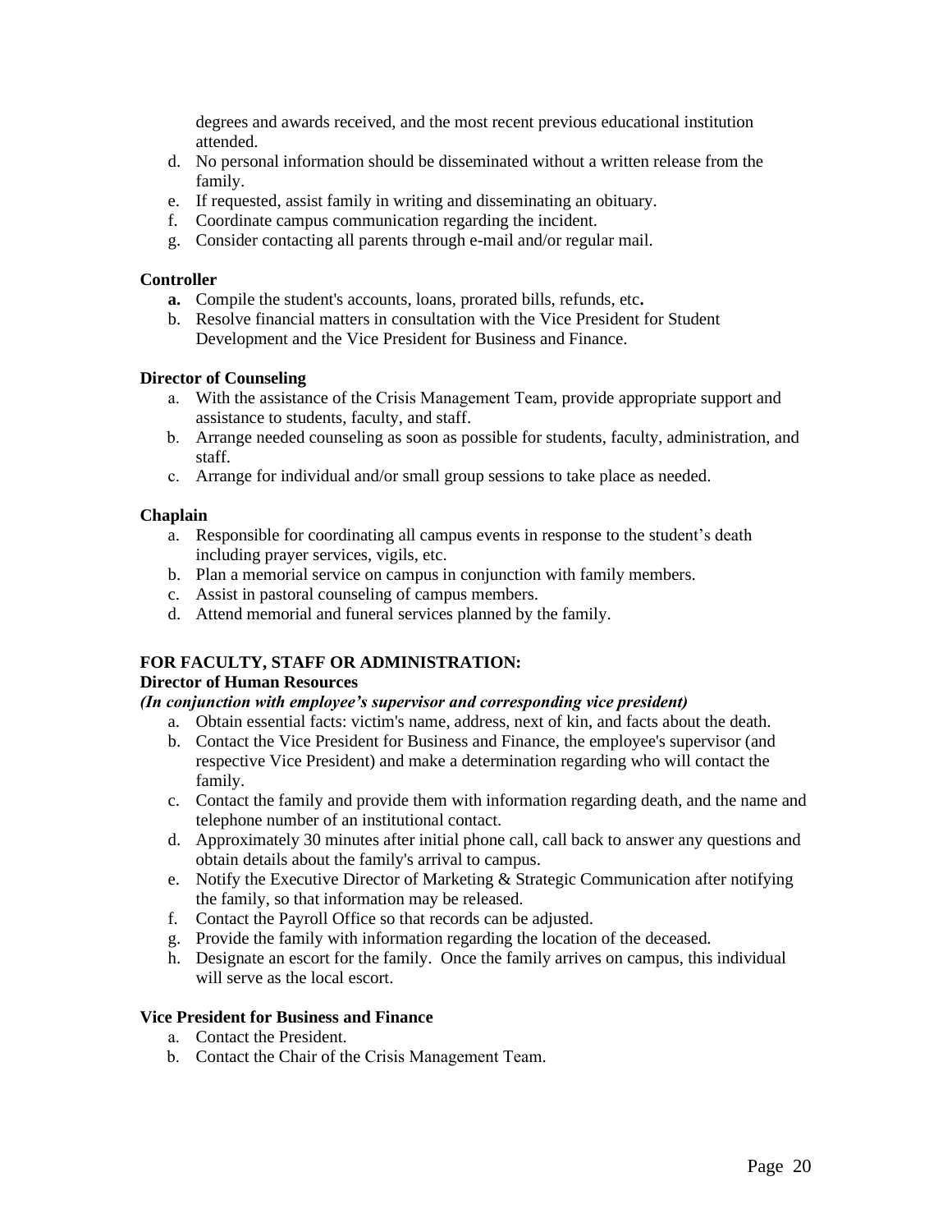degrees and awards received, and the most recent previous educational institution attended.

d. No personal information should be disseminated without a written release from the family.
e. If requested, assist family in writing and disseminating an obituary.
f. Coordinate campus communication regarding the incident.
g. Consider contacting all parents through e-mail and/or regular mail.

**Controller**

**a.** Compile the student's accounts, loans, prorated bills, refunds, etc**.**
b. Resolve financial matters in consultation with the Vice President for Student Development and the Vice President for Business and Finance.

**Director of Counseling**

a. With the assistance of the Crisis Management Team, provide appropriate support and assistance to students, faculty, and staff.
b. Arrange needed counseling as soon as possible for students, faculty, administration, and staff.
c. Arrange for individual and/or small group sessions to take place as needed.

**Chaplain**

a. Responsible for coordinating all campus events in response to the student's death including prayer services, vigils, etc.
b. Plan a memorial service on campus in conjunction with family members.
c. Assist in pastoral counseling of campus members.
d. Attend memorial and funeral services planned by the family.

**FOR FACULTY, STAFF OR ADMINISTRATION:**

**Director of Human Resources**

***(In conjunction with employee's supervisor and corresponding vice president)***

a. Obtain essential facts: victim's name, address, next of kin, and facts about the death.
b. Contact the Vice President for Business and Finance, the employee's supervisor (and respective Vice President) and make a determination regarding who will contact the family.
c. Contact the family and provide them with information regarding death, and the name and telephone number of an institutional contact.
d. Approximately 30 minutes after initial phone call, call back to answer any questions and obtain details about the family's arrival to campus.
e. Notify the Executive Director of Marketing & Strategic Communication after notifying the family, so that information may be released.
f. Contact the Payroll Office so that records can be adjusted.
g. Provide the family with information regarding the location of the deceased.
h. Designate an escort for the family. Once the family arrives on campus, this individual will serve as the local escort.

**Vice President for Business and Finance**

a. Contact the President.
b. Contact the Chair of the Crisis Management Team.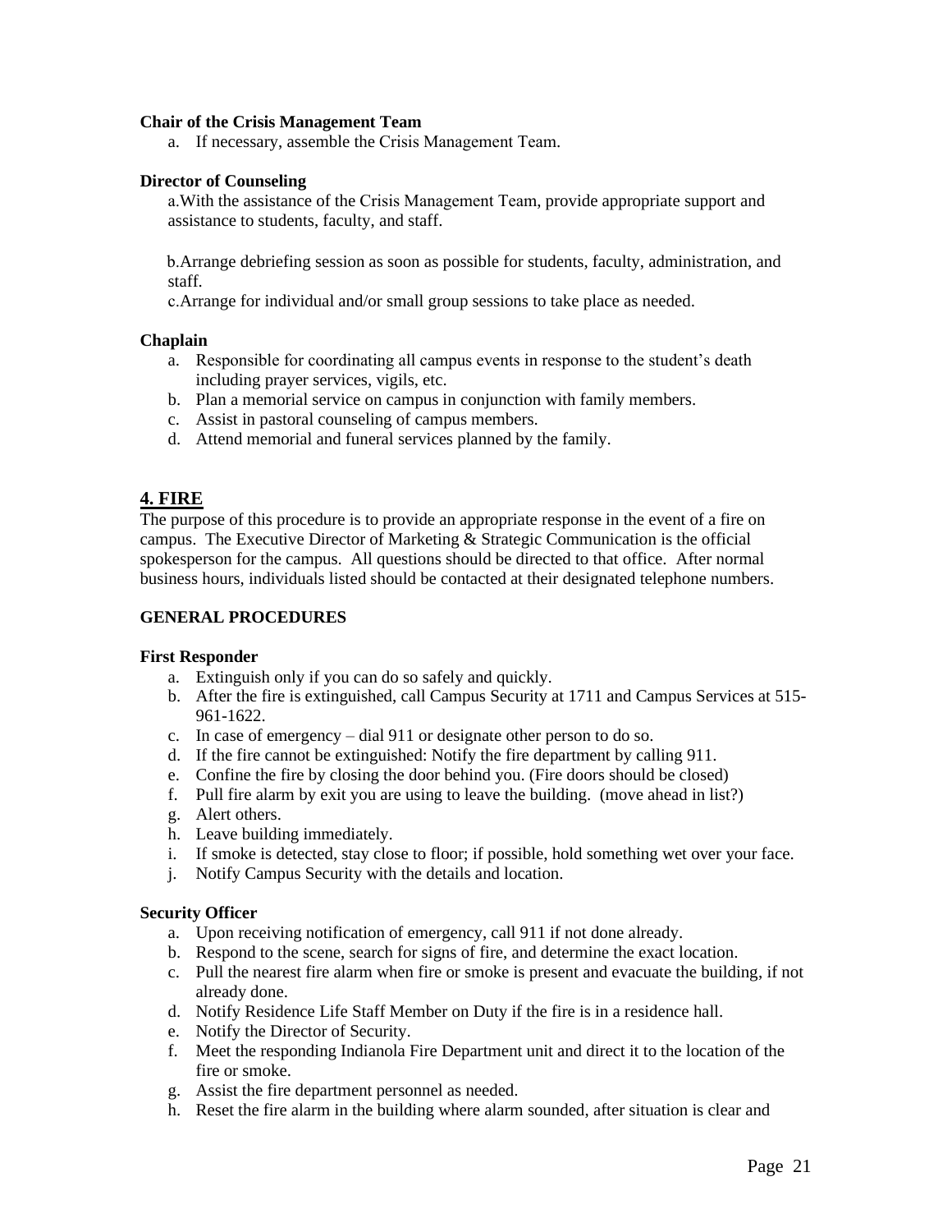**Chair of the Crisis Management Team**

a. If necessary, assemble the Crisis Management Team.

**Director of Counseling**

a. With the assistance of the Crisis Management Team, provide appropriate support and assistance to students, faculty, and staff.

b. Arrange debriefing session as soon as possible for students, faculty, administration, and staff.

c. Arrange for individual and/or small group sessions to take place as needed.

**Chaplain**

a. Responsible for coordinating all campus events in response to the student's death including prayer services, vigils, etc.
b. Plan a memorial service on campus in conjunction with family members.
c. Assist in pastoral counseling of campus members.
d. Attend memorial and funeral services planned by the family.

## 4. FIRE

The purpose of this procedure is to provide an appropriate response in the event of a fire on campus. The Executive Director of Marketing & Strategic Communication is the official spokesperson for the campus. All questions should be directed to that office. After normal business hours, individuals listed should be contacted at their designated telephone numbers.

### GENERAL PROCEDURES

**First Responder**

a. Extinguish only if you can do so safely and quickly.
b. After the fire is extinguished, call Campus Security at 1711 and Campus Services at 515-961-1622.
c. In case of emergency – dial 911 or designate other person to do so.
d. If the fire cannot be extinguished: Notify the fire department by calling 911.
e. Confine the fire by closing the door behind you. (Fire doors should be closed)
f. Pull fire alarm by exit you are using to leave the building. (move ahead in list?)
g. Alert others.
h. Leave building immediately.
i. If smoke is detected, stay close to floor; if possible, hold something wet over your face.
j. Notify Campus Security with the details and location.

**Security Officer**

a. Upon receiving notification of emergency, call 911 if not done already.
b. Respond to the scene, search for signs of fire, and determine the exact location.
c. Pull the nearest fire alarm when fire or smoke is present and evacuate the building, if not already done.
d. Notify Residence Life Staff Member on Duty if the fire is in a residence hall.
e. Notify the Director of Security.
f. Meet the responding Indianola Fire Department unit and direct it to the location of the fire or smoke.
g. Assist the fire department personnel as needed.
h. Reset the fire alarm in the building where alarm sounded, after situation is clear and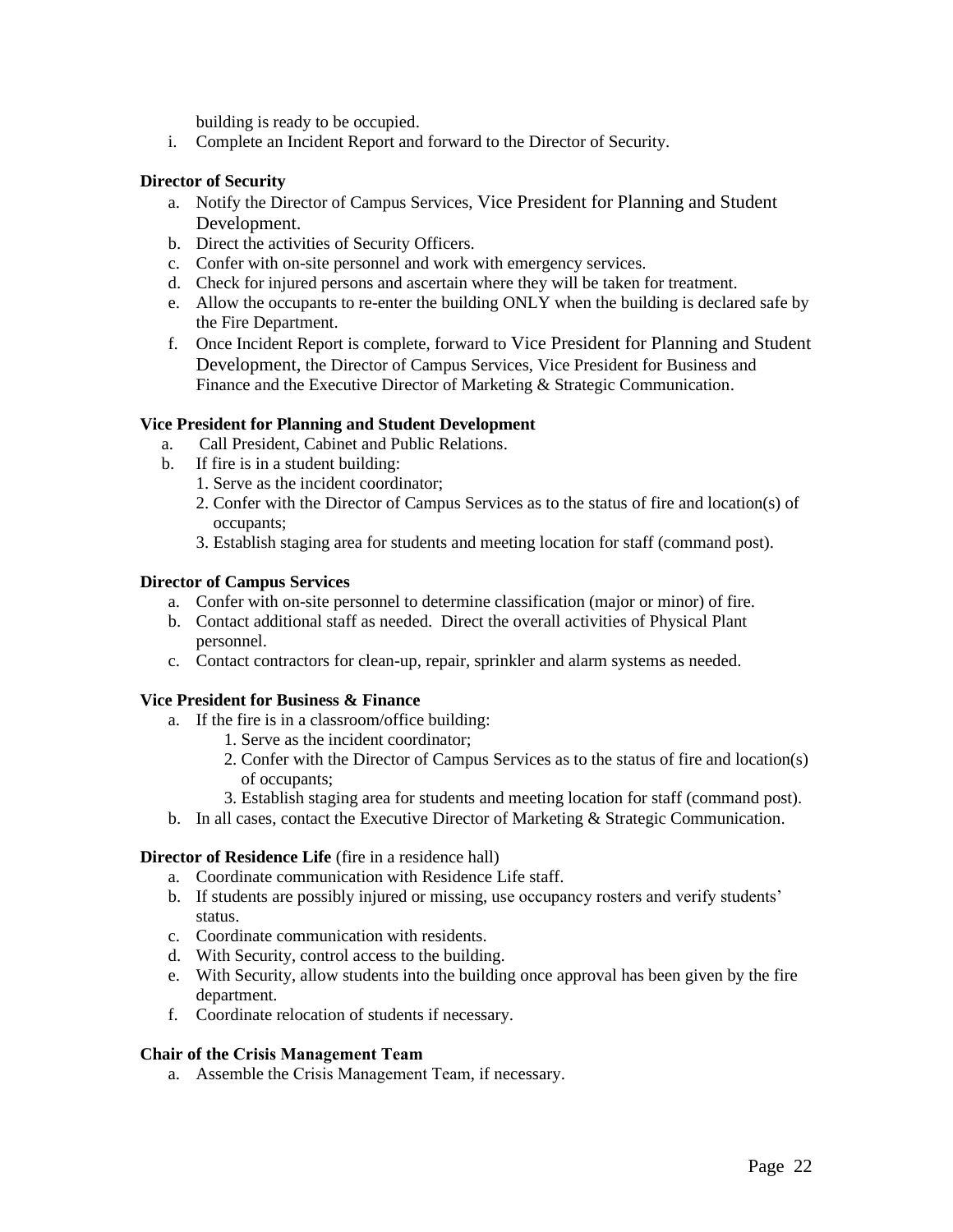building is ready to be occupied.

i. Complete an Incident Report and forward to the Director of Security.

**Director of Security**

a. Notify the Director of Campus Services, Vice President for Planning and Student Development.
b. Direct the activities of Security Officers.
c. Confer with on-site personnel and work with emergency services.
d. Check for injured persons and ascertain where they will be taken for treatment.
e. Allow the occupants to re-enter the building ONLY when the building is declared safe by the Fire Department.
f. Once Incident Report is complete, forward to Vice President for Planning and Student Development, the Director of Campus Services, Vice President for Business and Finance and the Executive Director of Marketing & Strategic Communication.

**Vice President for Planning and Student Development**

a. Call President, Cabinet and Public Relations.
b. If fire is in a student building:
    1. Serve as the incident coordinator;
    2. Confer with the Director of Campus Services as to the status of fire and location(s) of occupants;
    3. Establish staging area for students and meeting location for staff (command post).

**Director of Campus Services**

a. Confer with on-site personnel to determine classification (major or minor) of fire.
b. Contact additional staff as needed. Direct the overall activities of Physical Plant personnel.
c. Contact contractors for clean-up, repair, sprinkler and alarm systems as needed.

**Vice President for Business & Finance**

a. If the fire is in a classroom/office building:
    1. Serve as the incident coordinator;
    2. Confer with the Director of Campus Services as to the status of fire and location(s) of occupants;
    3. Establish staging area for students and meeting location for staff (command post).
b. In all cases, contact the Executive Director of Marketing & Strategic Communication.

**Director of Residence Life** (fire in a residence hall)

a. Coordinate communication with Residence Life staff.
b. If students are possibly injured or missing, use occupancy rosters and verify students' status.
c. Coordinate communication with residents.
d. With Security, control access to the building.
e. With Security, allow students into the building once approval has been given by the fire department.
f. Coordinate relocation of students if necessary.

**Chair of the Crisis Management Team**

a. Assemble the Crisis Management Team, if necessary.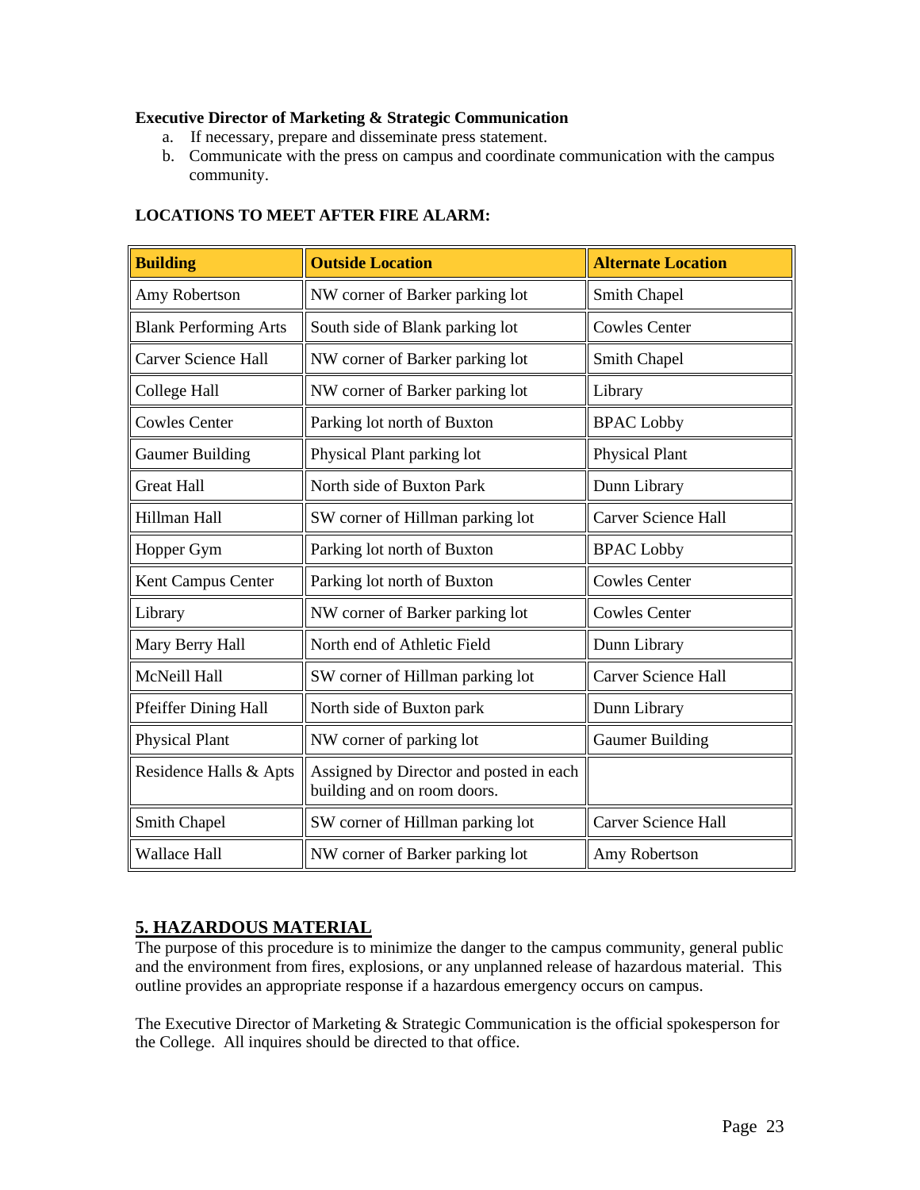**Executive Director of Marketing & Strategic Communication**

a. If necessary, prepare and disseminate press statement.
b. Communicate with the press on campus and coordinate communication with the campus community.

**LOCATIONS TO MEET AFTER FIRE ALARM:**

| Building | Outside Location | Alternate Location |
|---|---|---|
| Amy Robertson | NW corner of Barker parking lot | Smith Chapel |
| Blank Performing Arts | South side of Blank parking lot | Cowles Center |
| Carver Science Hall | NW corner of Barker parking lot | Smith Chapel |
| College Hall | NW corner of Barker parking lot | Library |
| Cowles Center | Parking lot north of Buxton | BPAC Lobby |
| Gaumer Building | Physical Plant parking lot | Physical Plant |
| Great Hall | North side of Buxton Park | Dunn Library |
| Hillman Hall | SW corner of Hillman parking lot | Carver Science Hall |
| Hopper Gym | Parking lot north of Buxton | BPAC Lobby |
| Kent Campus Center | Parking lot north of Buxton | Cowles Center |
| Library | NW corner of Barker parking lot | Cowles Center |
| Mary Berry Hall | North end of Athletic Field | Dunn Library |
| McNeill Hall | SW corner of Hillman parking lot | Carver Science Hall |
| Pfeiffer Dining Hall | North side of Buxton park | Dunn Library |
| Physical Plant | NW corner of parking lot | Gaumer Building |
| Residence Halls & Apts | Assigned by Director and posted in each building and on room doors. | |
| Smith Chapel | SW corner of Hillman parking lot | Carver Science Hall |
| Wallace Hall | NW corner of Barker parking lot | Amy Robertson |

## 5. HAZARDOUS MATERIAL

The purpose of this procedure is to minimize the danger to the campus community, general public and the environment from fires, explosions, or any unplanned release of hazardous material. This outline provides an appropriate response if a hazardous emergency occurs on campus.

The Executive Director of Marketing & Strategic Communication is the official spokesperson for the College. All inquires should be directed to that office.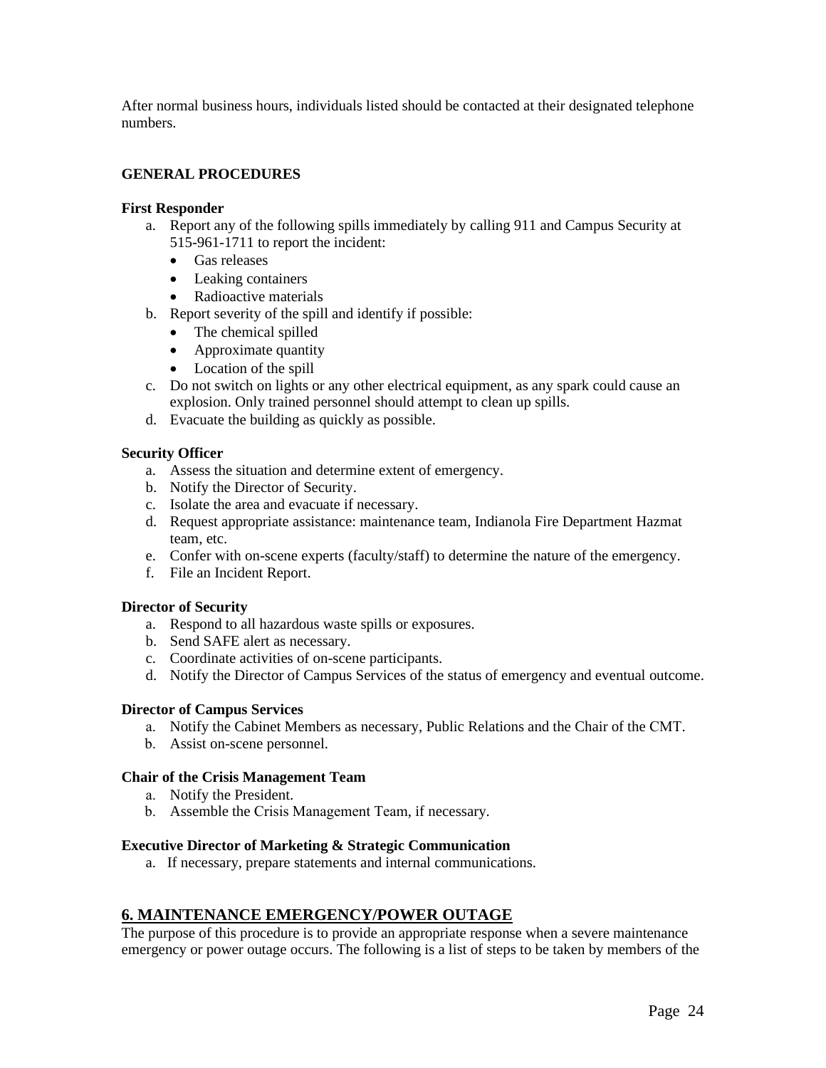After normal business hours, individuals listed should be contacted at their designated telephone numbers.

**GENERAL PROCEDURES**

**First Responder**

a. Report any of the following spills immediately by calling 911 and Campus Security at 515-961-1711 to report the incident:
   - Gas releases
   - Leaking containers
   - Radioactive materials
b. Report severity of the spill and identify if possible:
   - The chemical spilled
   - Approximate quantity
   - Location of the spill
c. Do not switch on lights or any other electrical equipment, as any spark could cause an explosion. Only trained personnel should attempt to clean up spills.
d. Evacuate the building as quickly as possible.

**Security Officer**

a. Assess the situation and determine extent of emergency.
b. Notify the Director of Security.
c. Isolate the area and evacuate if necessary.
d. Request appropriate assistance: maintenance team, Indianola Fire Department Hazmat team, etc.
e. Confer with on-scene experts (faculty/staff) to determine the nature of the emergency.
f. File an Incident Report.

**Director of Security**

a. Respond to all hazardous waste spills or exposures.
b. Send SAFE alert as necessary.
c. Coordinate activities of on-scene participants.
d. Notify the Director of Campus Services of the status of emergency and eventual outcome.

**Director of Campus Services**

a. Notify the Cabinet Members as necessary, Public Relations and the Chair of the CMT.
b. Assist on-scene personnel.

**Chair of the Crisis Management Team**

a. Notify the President.
b. Assemble the Crisis Management Team, if necessary.

**Executive Director of Marketing & Strategic Communication**

a. If necessary, prepare statements and internal communications.

## 6. MAINTENANCE EMERGENCY/POWER OUTAGE

The purpose of this procedure is to provide an appropriate response when a severe maintenance emergency or power outage occurs. The following is a list of steps to be taken by members of the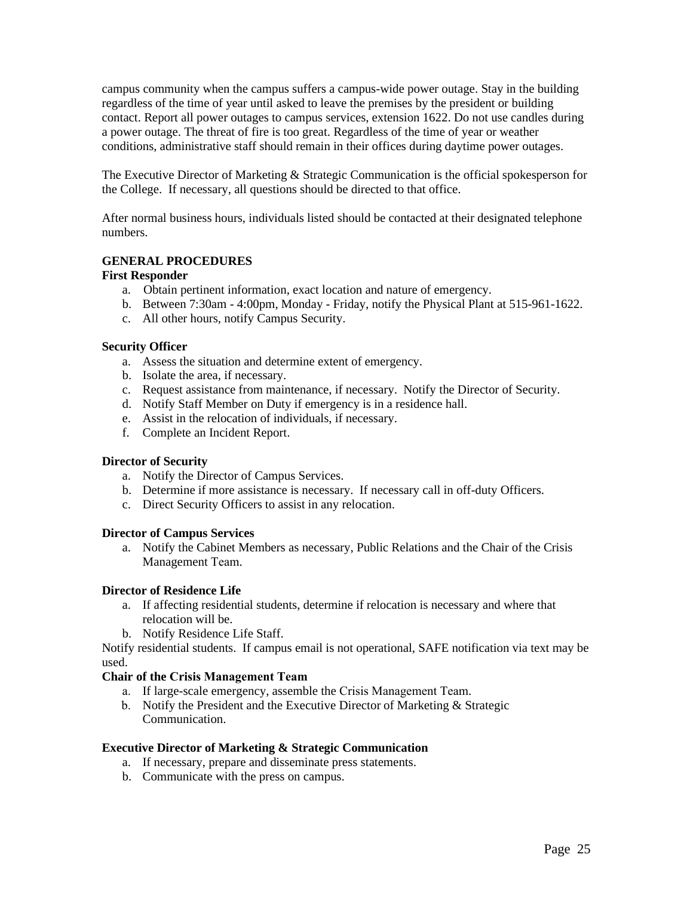campus community when the campus suffers a campus-wide power outage. Stay in the building regardless of the time of year until asked to leave the premises by the president or building contact. Report all power outages to campus services, extension 1622. Do not use candles during a power outage. The threat of fire is too great. Regardless of the time of year or weather conditions, administrative staff should remain in their offices during daytime power outages.

The Executive Director of Marketing & Strategic Communication is the official spokesperson for the College. If necessary, all questions should be directed to that office.

After normal business hours, individuals listed should be contacted at their designated telephone numbers.

**GENERAL PROCEDURES**

**First Responder**

a. Obtain pertinent information, exact location and nature of emergency.
b. Between 7:30am - 4:00pm, Monday - Friday, notify the Physical Plant at 515-961-1622.
c. All other hours, notify Campus Security.

**Security Officer**

a. Assess the situation and determine extent of emergency.
b. Isolate the area, if necessary.
c. Request assistance from maintenance, if necessary. Notify the Director of Security.
d. Notify Staff Member on Duty if emergency is in a residence hall.
e. Assist in the relocation of individuals, if necessary.
f. Complete an Incident Report.

**Director of Security**

a. Notify the Director of Campus Services.
b. Determine if more assistance is necessary. If necessary call in off-duty Officers.
c. Direct Security Officers to assist in any relocation.

**Director of Campus Services**

a. Notify the Cabinet Members as necessary, Public Relations and the Chair of the Crisis Management Team.

**Director of Residence Life**

a. If affecting residential students, determine if relocation is necessary and where that relocation will be.
b. Notify Residence Life Staff.

Notify residential students. If campus email is not operational, SAFE notification via text may be used.

**Chair of the Crisis Management Team**

a. If large-scale emergency, assemble the Crisis Management Team.
b. Notify the President and the Executive Director of Marketing & Strategic Communication.

**Executive Director of Marketing & Strategic Communication**

a. If necessary, prepare and disseminate press statements.
b. Communicate with the press on campus.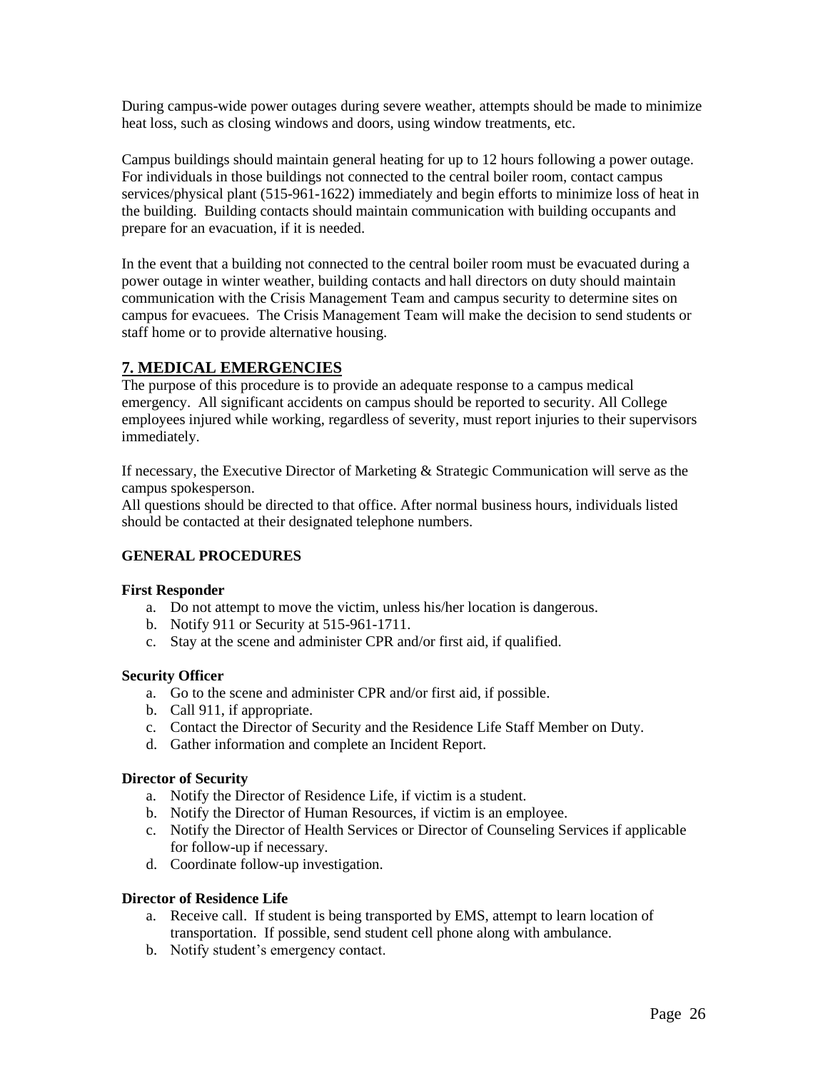During campus-wide power outages during severe weather, attempts should be made to minimize heat loss, such as closing windows and doors, using window treatments, etc.

Campus buildings should maintain general heating for up to 12 hours following a power outage. For individuals in those buildings not connected to the central boiler room, contact campus services/physical plant (515-961-1622) immediately and begin efforts to minimize loss of heat in the building. Building contacts should maintain communication with building occupants and prepare for an evacuation, if it is needed.

In the event that a building not connected to the central boiler room must be evacuated during a power outage in winter weather, building contacts and hall directors on duty should maintain communication with the Crisis Management Team and campus security to determine sites on campus for evacuees. The Crisis Management Team will make the decision to send students or staff home or to provide alternative housing.

## 7. MEDICAL EMERGENCIES

The purpose of this procedure is to provide an adequate response to a campus medical emergency. All significant accidents on campus should be reported to security. All College employees injured while working, regardless of severity, must report injuries to their supervisors immediately.

If necessary, the Executive Director of Marketing & Strategic Communication will serve as the campus spokesperson.
All questions should be directed to that office. After normal business hours, individuals listed should be contacted at their designated telephone numbers.

### GENERAL PROCEDURES

**First Responder**

a. Do not attempt to move the victim, unless his/her location is dangerous.
b. Notify 911 or Security at 515-961-1711.
c. Stay at the scene and administer CPR and/or first aid, if qualified.

**Security Officer**

a. Go to the scene and administer CPR and/or first aid, if possible.
b. Call 911, if appropriate.
c. Contact the Director of Security and the Residence Life Staff Member on Duty.
d. Gather information and complete an Incident Report.

**Director of Security**

a. Notify the Director of Residence Life, if victim is a student.
b. Notify the Director of Human Resources, if victim is an employee.
c. Notify the Director of Health Services or Director of Counseling Services if applicable for follow-up if necessary.
d. Coordinate follow-up investigation.

**Director of Residence Life**

a. Receive call. If student is being transported by EMS, attempt to learn location of transportation. If possible, send student cell phone along with ambulance.
b. Notify student's emergency contact.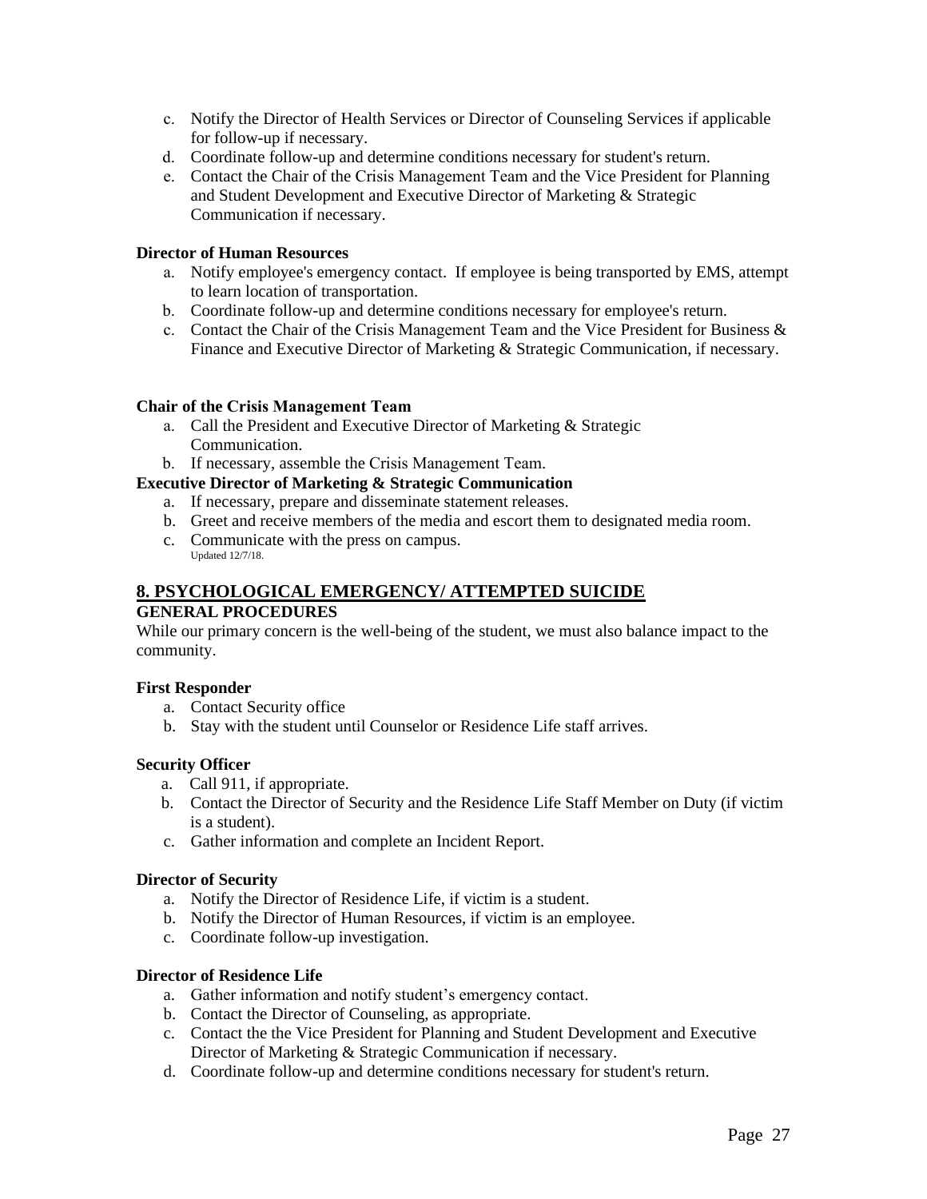c. Notify the Director of Health Services or Director of Counseling Services if applicable for follow-up if necessary.
d. Coordinate follow-up and determine conditions necessary for student's return.
e. Contact the Chair of the Crisis Management Team and the Vice President for Planning and Student Development and Executive Director of Marketing & Strategic Communication if necessary.

**Director of Human Resources**

a. Notify employee's emergency contact. If employee is being transported by EMS, attempt to learn location of transportation.
b. Coordinate follow-up and determine conditions necessary for employee's return.
c. Contact the Chair of the Crisis Management Team and the Vice President for Business & Finance and Executive Director of Marketing & Strategic Communication, if necessary.

**Chair of the Crisis Management Team**

a. Call the President and Executive Director of Marketing & Strategic Communication.
b. If necessary, assemble the Crisis Management Team.

**Executive Director of Marketing & Strategic Communication**

a. If necessary, prepare and disseminate statement releases.
b. Greet and receive members of the media and escort them to designated media room.
c. Communicate with the press on campus.

Updated 12/7/18.

## 8. PSYCHOLOGICAL EMERGENCY/ ATTEMPTED SUICIDE

**GENERAL PROCEDURES**

While our primary concern is the well-being of the student, we must also balance impact to the community.

**First Responder**

a. Contact Security office
b. Stay with the student until Counselor or Residence Life staff arrives.

**Security Officer**

a. Call 911, if appropriate.
b. Contact the Director of Security and the Residence Life Staff Member on Duty (if victim is a student).
c. Gather information and complete an Incident Report.

**Director of Security**

a. Notify the Director of Residence Life, if victim is a student.
b. Notify the Director of Human Resources, if victim is an employee.
c. Coordinate follow-up investigation.

**Director of Residence Life**

a. Gather information and notify student's emergency contact.
b. Contact the Director of Counseling, as appropriate.
c. Contact the the Vice President for Planning and Student Development and Executive Director of Marketing & Strategic Communication if necessary.
d. Coordinate follow-up and determine conditions necessary for student's return.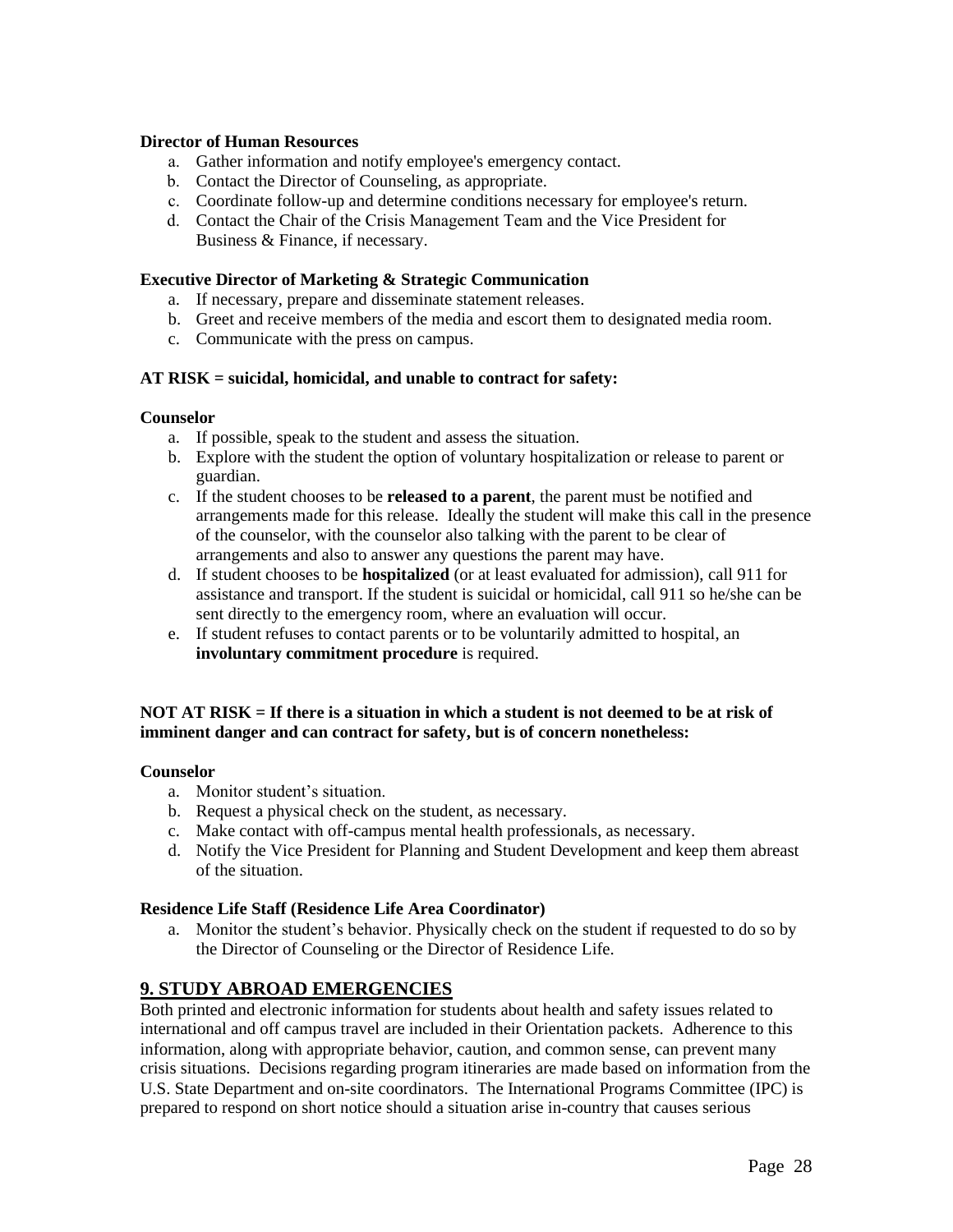**Director of Human Resources**

a. Gather information and notify employee's emergency contact.
b. Contact the Director of Counseling, as appropriate.
c. Coordinate follow-up and determine conditions necessary for employee's return.
d. Contact the Chair of the Crisis Management Team and the Vice President for Business & Finance, if necessary.

**Executive Director of Marketing & Strategic Communication**

a. If necessary, prepare and disseminate statement releases.
b. Greet and receive members of the media and escort them to designated media room.
c. Communicate with the press on campus.

**AT RISK = suicidal, homicidal, and unable to contract for safety:**

**Counselor**

a. If possible, speak to the student and assess the situation.
b. Explore with the student the option of voluntary hospitalization or release to parent or guardian.
c. If the student chooses to be **released to a parent**, the parent must be notified and arrangements made for this release. Ideally the student will make this call in the presence of the counselor, with the counselor also talking with the parent to be clear of arrangements and also to answer any questions the parent may have.
d. If student chooses to be **hospitalized** (or at least evaluated for admission), call 911 for assistance and transport. If the student is suicidal or homicidal, call 911 so he/she can be sent directly to the emergency room, where an evaluation will occur.
e. If student refuses to contact parents or to be voluntarily admitted to hospital, an **involuntary commitment procedure** is required.

**NOT AT RISK = If there is a situation in which a student is not deemed to be at risk of imminent danger and can contract for safety, but is of concern nonetheless:**

**Counselor**

a. Monitor student's situation.
b. Request a physical check on the student, as necessary.
c. Make contact with off-campus mental health professionals, as necessary.
d. Notify the Vice President for Planning and Student Development and keep them abreast of the situation.

**Residence Life Staff (Residence Life Area Coordinator)**

a. Monitor the student's behavior. Physically check on the student if requested to do so by the Director of Counseling or the Director of Residence Life.

## 9. STUDY ABROAD EMERGENCIES

Both printed and electronic information for students about health and safety issues related to international and off campus travel are included in their Orientation packets. Adherence to this information, along with appropriate behavior, caution, and common sense, can prevent many crisis situations. Decisions regarding program itineraries are made based on information from the U.S. State Department and on-site coordinators. The International Programs Committee (IPC) is prepared to respond on short notice should a situation arise in-country that causes serious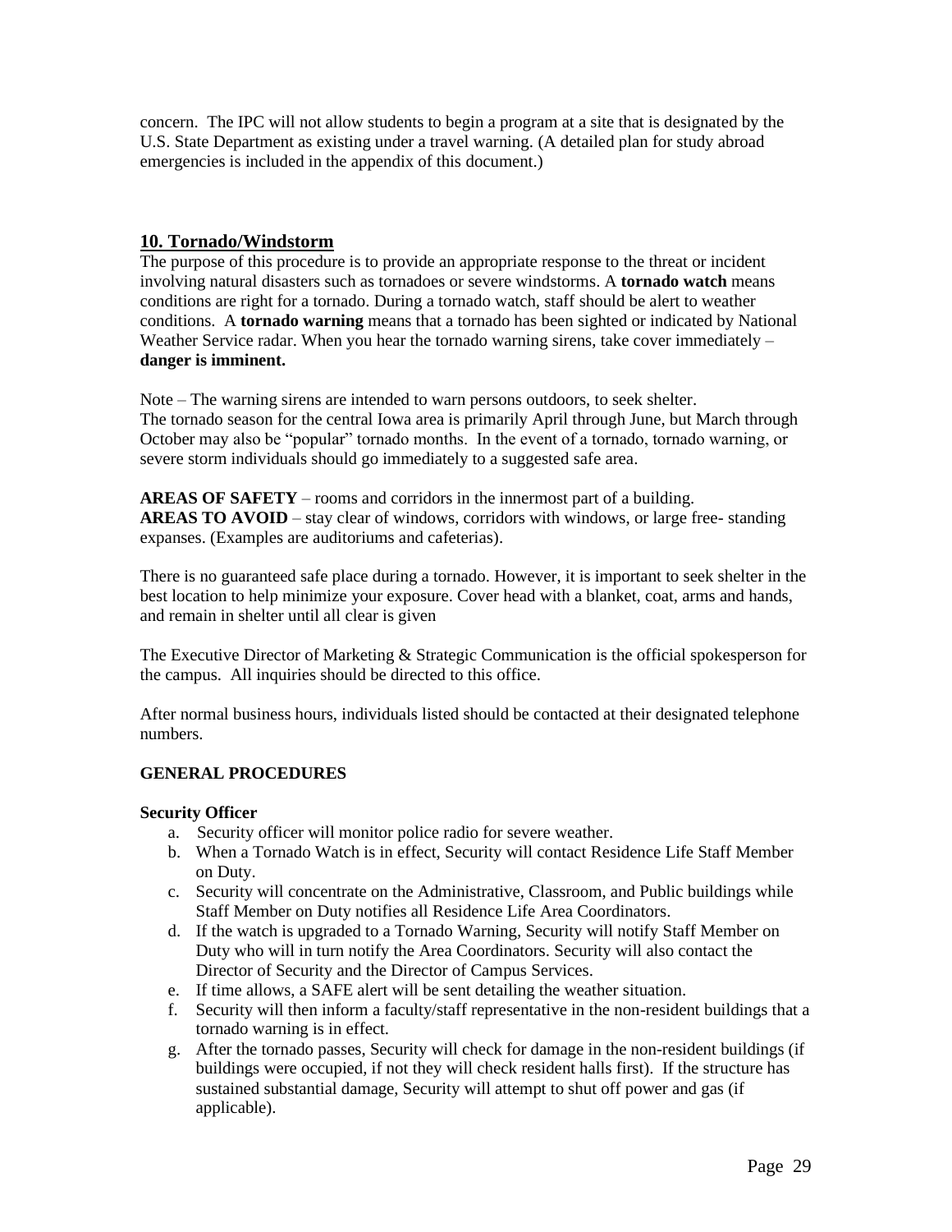concern. The IPC will not allow students to begin a program at a site that is designated by the U.S. State Department as existing under a travel warning. (A detailed plan for study abroad emergencies is included in the appendix of this document.)

## 10. Tornado/Windstorm

The purpose of this procedure is to provide an appropriate response to the threat or incident involving natural disasters such as tornadoes or severe windstorms. A **tornado watch** means conditions are right for a tornado. During a tornado watch, staff should be alert to weather conditions. A **tornado warning** means that a tornado has been sighted or indicated by National Weather Service radar. When you hear the tornado warning sirens, take cover immediately – **danger is imminent.**

Note – The warning sirens are intended to warn persons outdoors, to seek shelter.
The tornado season for the central Iowa area is primarily April through June, but March through October may also be "popular" tornado months. In the event of a tornado, tornado warning, or severe storm individuals should go immediately to a suggested safe area.

**AREAS OF SAFETY** – rooms and corridors in the innermost part of a building.
**AREAS TO AVOID** – stay clear of windows, corridors with windows, or large free- standing expanses. (Examples are auditoriums and cafeterias).

There is no guaranteed safe place during a tornado. However, it is important to seek shelter in the best location to help minimize your exposure. Cover head with a blanket, coat, arms and hands, and remain in shelter until all clear is given

The Executive Director of Marketing & Strategic Communication is the official spokesperson for the campus. All inquiries should be directed to this office.

After normal business hours, individuals listed should be contacted at their designated telephone numbers.

### GENERAL PROCEDURES

**Security Officer**

a. Security officer will monitor police radio for severe weather.
b. When a Tornado Watch is in effect, Security will contact Residence Life Staff Member on Duty.
c. Security will concentrate on the Administrative, Classroom, and Public buildings while Staff Member on Duty notifies all Residence Life Area Coordinators.
d. If the watch is upgraded to a Tornado Warning, Security will notify Staff Member on Duty who will in turn notify the Area Coordinators. Security will also contact the Director of Security and the Director of Campus Services.
e. If time allows, a SAFE alert will be sent detailing the weather situation.
f. Security will then inform a faculty/staff representative in the non-resident buildings that a tornado warning is in effect.
g. After the tornado passes, Security will check for damage in the non-resident buildings (if buildings were occupied, if not they will check resident halls first). If the structure has sustained substantial damage, Security will attempt to shut off power and gas (if applicable).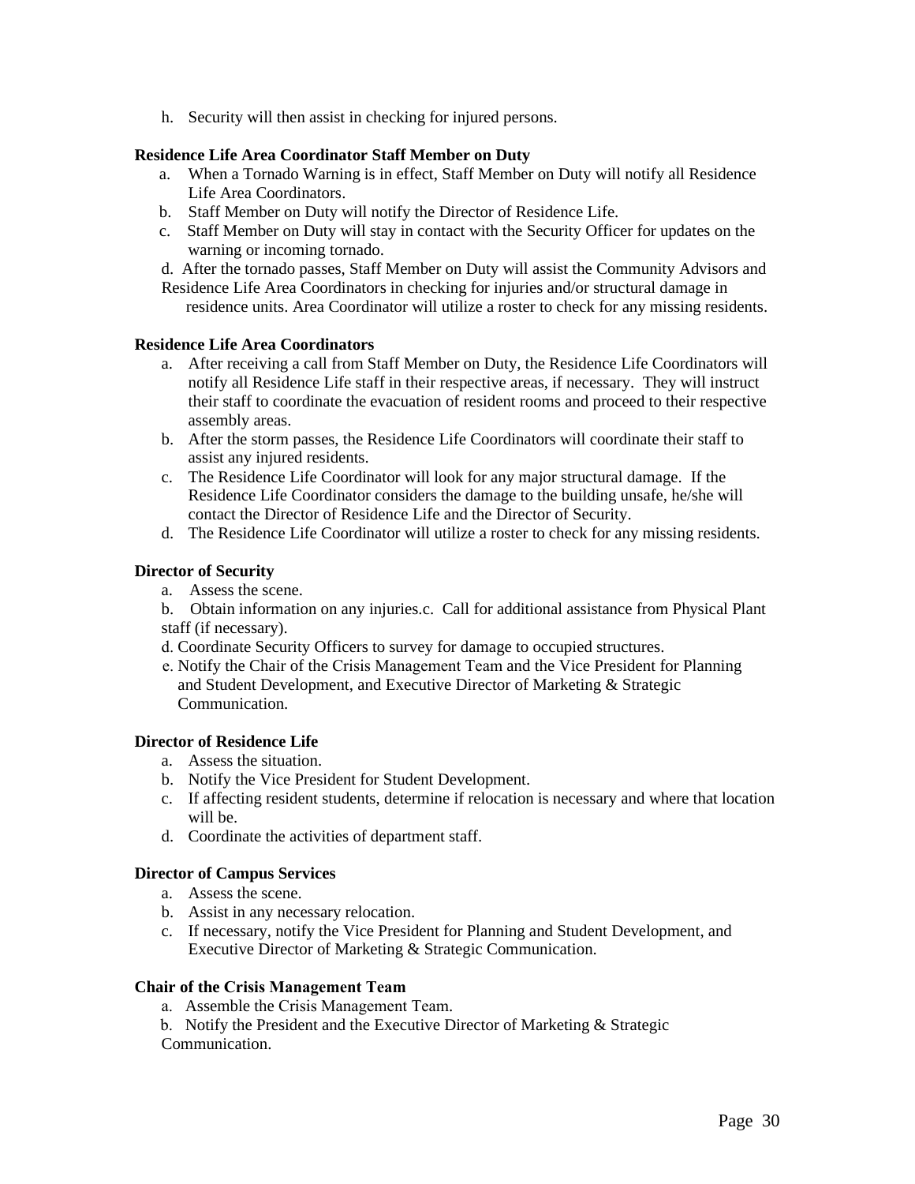h. Security will then assist in checking for injured persons.

**Residence Life Area Coordinator Staff Member on Duty**

a. When a Tornado Warning is in effect, Staff Member on Duty will notify all Residence Life Area Coordinators.
b. Staff Member on Duty will notify the Director of Residence Life.
c. Staff Member on Duty will stay in contact with the Security Officer for updates on the warning or incoming tornado.
d. After the tornado passes, Staff Member on Duty will assist the Community Advisors and Residence Life Area Coordinators in checking for injuries and/or structural damage in residence units. Area Coordinator will utilize a roster to check for any missing residents.

**Residence Life Area Coordinators**

a. After receiving a call from Staff Member on Duty, the Residence Life Coordinators will notify all Residence Life staff in their respective areas, if necessary. They will instruct their staff to coordinate the evacuation of resident rooms and proceed to their respective assembly areas.
b. After the storm passes, the Residence Life Coordinators will coordinate their staff to assist any injured residents.
c. The Residence Life Coordinator will look for any major structural damage. If the Residence Life Coordinator considers the damage to the building unsafe, he/she will contact the Director of Residence Life and the Director of Security.
d. The Residence Life Coordinator will utilize a roster to check for any missing residents.

**Director of Security**

a. Assess the scene.
b. Obtain information on any injuries.c. Call for additional assistance from Physical Plant staff (if necessary).
d. Coordinate Security Officers to survey for damage to occupied structures.
e. Notify the Chair of the Crisis Management Team and the Vice President for Planning and Student Development, and Executive Director of Marketing & Strategic Communication.

**Director of Residence Life**

a. Assess the situation.
b. Notify the Vice President for Student Development.
c. If affecting resident students, determine if relocation is necessary and where that location will be.
d. Coordinate the activities of department staff.

**Director of Campus Services**

a. Assess the scene.
b. Assist in any necessary relocation.
c. If necessary, notify the Vice President for Planning and Student Development, and Executive Director of Marketing & Strategic Communication.

**Chair of the Crisis Management Team**

a. Assemble the Crisis Management Team.
b. Notify the President and the Executive Director of Marketing & Strategic Communication.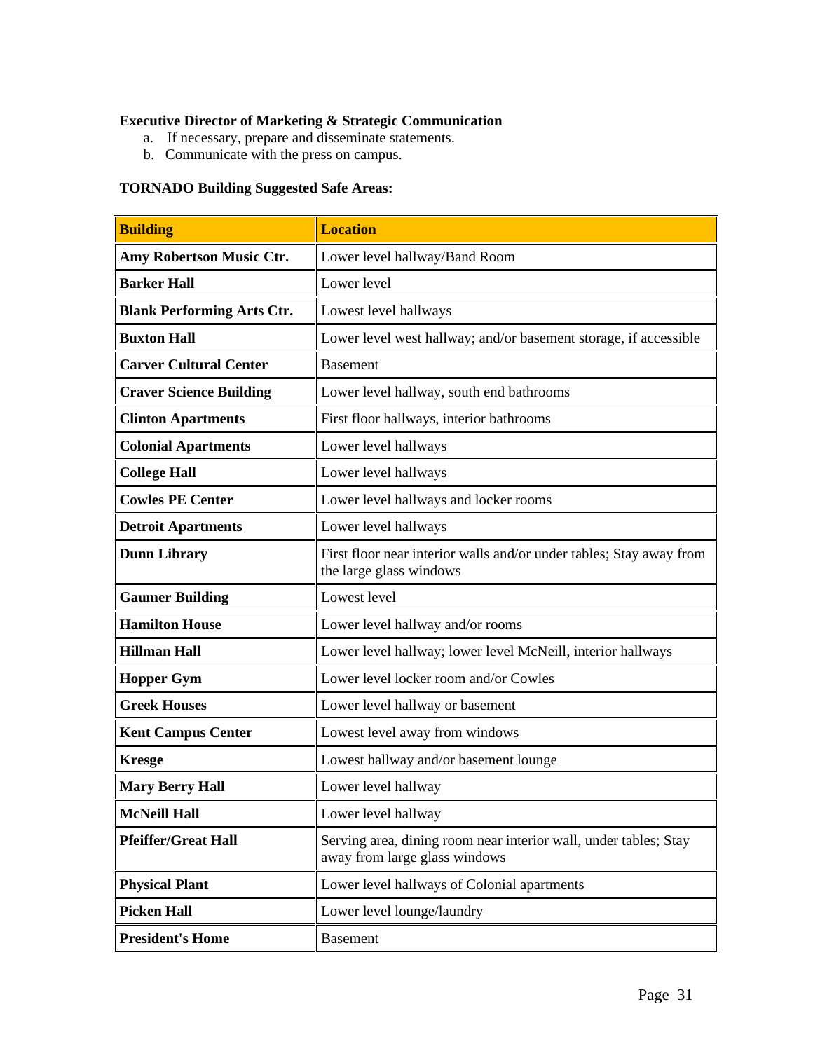**Executive Director of Marketing & Strategic Communication**

a. If necessary, prepare and disseminate statements.
b. Communicate with the press on campus.

**TORNADO Building Suggested Safe Areas:**

| Building | Location |
|---|---|
| **Amy Robertson Music Ctr.** | Lower level hallway/Band Room |
| **Barker Hall** | Lower level |
| **Blank Performing Arts Ctr.** | Lowest level hallways |
| **Buxton Hall** | Lower level west hallway; and/or basement storage, if accessible |
| **Carver Cultural Center** | Basement |
| **Craver Science Building** | Lower level hallway, south end bathrooms |
| **Clinton Apartments** | First floor hallways, interior bathrooms |
| **Colonial Apartments** | Lower level hallways |
| **College Hall** | Lower level hallways |
| **Cowles PE Center** | Lower level hallways and locker rooms |
| **Detroit Apartments** | Lower level hallways |
| **Dunn Library** | First floor near interior walls and/or under tables; Stay away from the large glass windows |
| **Gaumer Building** | Lowest level |
| **Hamilton House** | Lower level hallway and/or rooms |
| **Hillman Hall** | Lower level hallway; lower level McNeill, interior hallways |
| **Hopper Gym** | Lower level locker room and/or Cowles |
| **Greek Houses** | Lower level hallway or basement |
| **Kent Campus Center** | Lowest level away from windows |
| **Kresge** | Lowest hallway and/or basement lounge |
| **Mary Berry Hall** | Lower level hallway |
| **McNeill Hall** | Lower level hallway |
| **Pfeiffer/Great Hall** | Serving area, dining room near interior wall, under tables; Stay away from large glass windows |
| **Physical Plant** | Lower level hallways of Colonial apartments |
| **Picken Hall** | Lower level lounge/laundry |
| **President's Home** | Basement |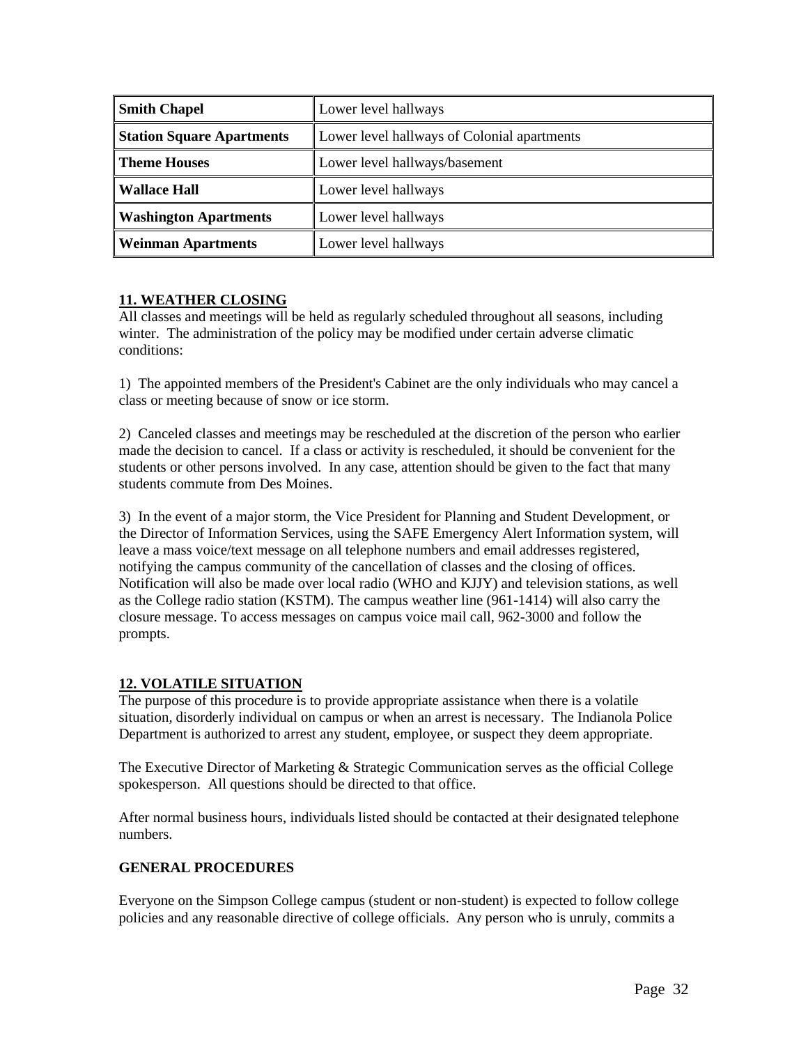| | |
|---|---|
| **Smith Chapel** | Lower level hallways |
| **Station Square Apartments** | Lower level hallways of Colonial apartments |
| **Theme Houses** | Lower level hallways/basement |
| **Wallace Hall** | Lower level hallways |
| **Washington Apartments** | Lower level hallways |
| **Weinman Apartments** | Lower level hallways |

## 11. WEATHER CLOSING

All classes and meetings will be held as regularly scheduled throughout all seasons, including winter. The administration of the policy may be modified under certain adverse climatic conditions:

1) The appointed members of the President's Cabinet are the only individuals who may cancel a class or meeting because of snow or ice storm.

2) Canceled classes and meetings may be rescheduled at the discretion of the person who earlier made the decision to cancel. If a class or activity is rescheduled, it should be convenient for the students or other persons involved. In any case, attention should be given to the fact that many students commute from Des Moines.

3) In the event of a major storm, the Vice President for Planning and Student Development, or the Director of Information Services, using the SAFE Emergency Alert Information system, will leave a mass voice/text message on all telephone numbers and email addresses registered, notifying the campus community of the cancellation of classes and the closing of offices. Notification will also be made over local radio (WHO and KJJY) and television stations, as well as the College radio station (KSTM). The campus weather line (961-1414) will also carry the closure message. To access messages on campus voice mail call, 962-3000 and follow the prompts.

## 12. VOLATILE SITUATION

The purpose of this procedure is to provide appropriate assistance when there is a volatile situation, disorderly individual on campus or when an arrest is necessary. The Indianola Police Department is authorized to arrest any student, employee, or suspect they deem appropriate.

The Executive Director of Marketing & Strategic Communication serves as the official College spokesperson. All questions should be directed to that office.

After normal business hours, individuals listed should be contacted at their designated telephone numbers.

### GENERAL PROCEDURES

Everyone on the Simpson College campus (student or non-student) is expected to follow college policies and any reasonable directive of college officials. Any person who is unruly, commits a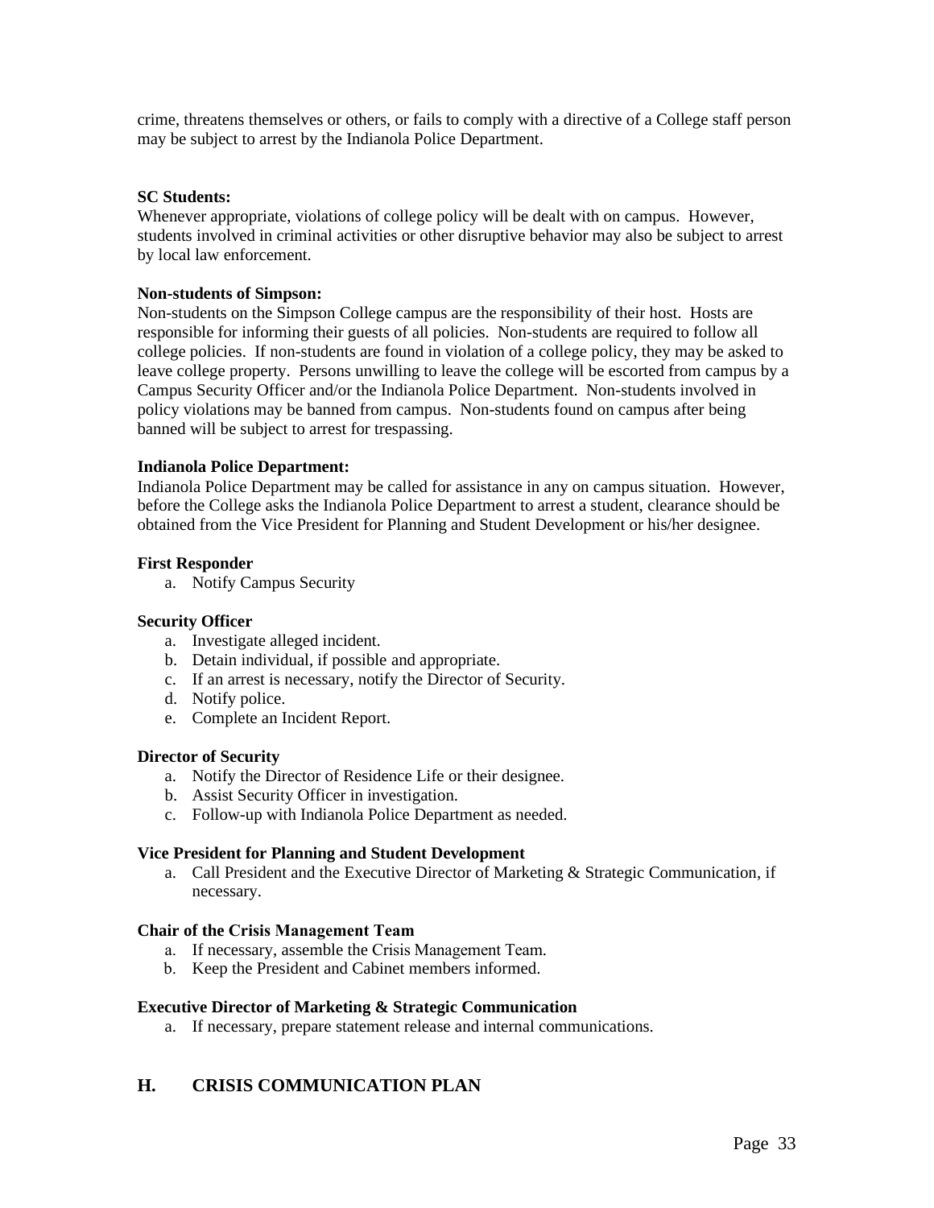crime, threatens themselves or others, or fails to comply with a directive of a College staff person may be subject to arrest by the Indianola Police Department.

**SC Students:**
Whenever appropriate, violations of college policy will be dealt with on campus. However, students involved in criminal activities or other disruptive behavior may also be subject to arrest by local law enforcement.

**Non-students of Simpson:**
Non-students on the Simpson College campus are the responsibility of their host. Hosts are responsible for informing their guests of all policies. Non-students are required to follow all college policies. If non-students are found in violation of a college policy, they may be asked to leave college property. Persons unwilling to leave the college will be escorted from campus by a Campus Security Officer and/or the Indianola Police Department. Non-students involved in policy violations may be banned from campus. Non-students found on campus after being banned will be subject to arrest for trespassing.

**Indianola Police Department:**
Indianola Police Department may be called for assistance in any on campus situation. However, before the College asks the Indianola Police Department to arrest a student, clearance should be obtained from the Vice President for Planning and Student Development or his/her designee.

**First Responder**

a. Notify Campus Security

**Security Officer**

a. Investigate alleged incident.
b. Detain individual, if possible and appropriate.
c. If an arrest is necessary, notify the Director of Security.
d. Notify police.
e. Complete an Incident Report.

**Director of Security**

a. Notify the Director of Residence Life or their designee.
b. Assist Security Officer in investigation.
c. Follow-up with Indianola Police Department as needed.

**Vice President for Planning and Student Development**

a. Call President and the Executive Director of Marketing & Strategic Communication, if necessary.

**Chair of the Crisis Management Team**

a. If necessary, assemble the Crisis Management Team.
b. Keep the President and Cabinet members informed.

**Executive Director of Marketing & Strategic Communication**

a. If necessary, prepare statement release and internal communications.

## H. CRISIS COMMUNICATION PLAN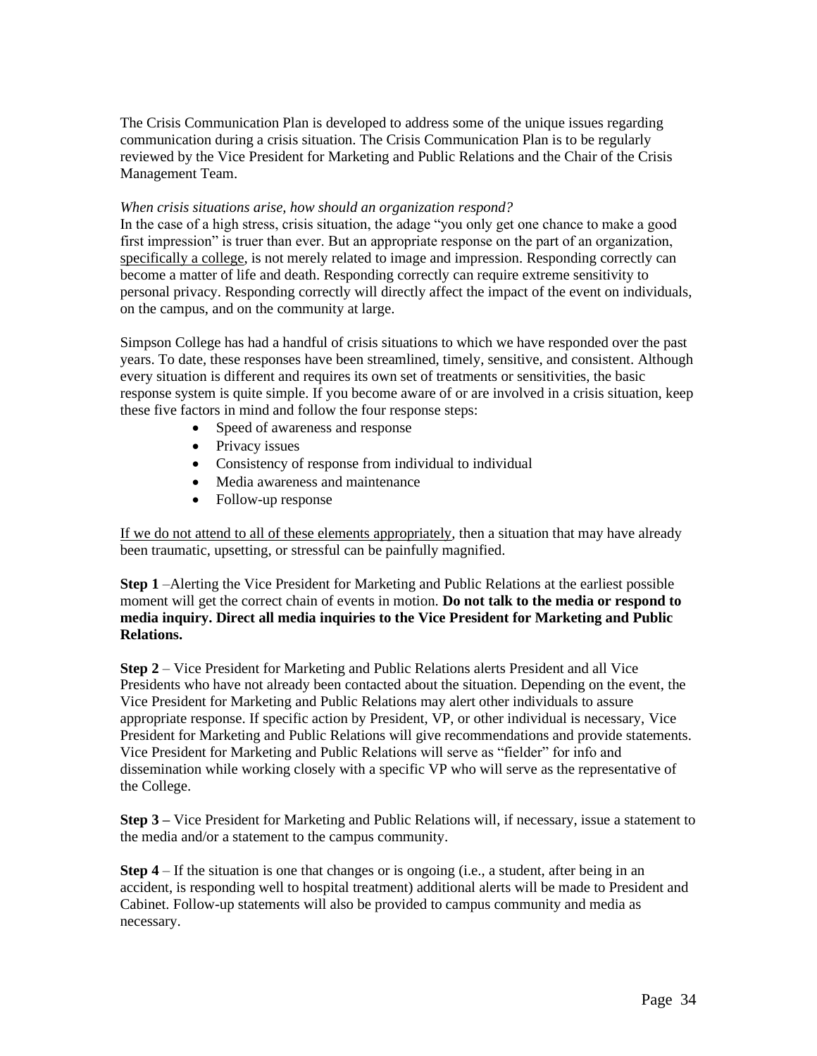The Crisis Communication Plan is developed to address some of the unique issues regarding communication during a crisis situation. The Crisis Communication Plan is to be regularly reviewed by the Vice President for Marketing and Public Relations and the Chair of the Crisis Management Team.

*When crisis situations arise, how should an organization respond?*
In the case of a high stress, crisis situation, the adage "you only get one chance to make a good first impression" is truer than ever. But an appropriate response on the part of an organization, <u>specifically a college</u>, is not merely related to image and impression. Responding correctly can become a matter of life and death. Responding correctly can require extreme sensitivity to personal privacy. Responding correctly will directly affect the impact of the event on individuals, on the campus, and on the community at large.

Simpson College has had a handful of crisis situations to which we have responded over the past years. To date, these responses have been streamlined, timely, sensitive, and consistent. Although every situation is different and requires its own set of treatments or sensitivities, the basic response system is quite simple. If you become aware of or are involved in a crisis situation, keep these five factors in mind and follow the four response steps:

- Speed of awareness and response
- Privacy issues
- Consistency of response from individual to individual
- Media awareness and maintenance
- Follow-up response

<u>If we do not attend to all of these elements appropriately</u>, then a situation that may have already been traumatic, upsetting, or stressful can be painfully magnified.

**Step 1** –Alerting the Vice President for Marketing and Public Relations at the earliest possible moment will get the correct chain of events in motion. **Do not talk to the media or respond to media inquiry. Direct all media inquiries to the Vice President for Marketing and Public Relations.**

**Step 2** – Vice President for Marketing and Public Relations alerts President and all Vice Presidents who have not already been contacted about the situation. Depending on the event, the Vice President for Marketing and Public Relations may alert other individuals to assure appropriate response. If specific action by President, VP, or other individual is necessary, Vice President for Marketing and Public Relations will give recommendations and provide statements. Vice President for Marketing and Public Relations will serve as "fielder" for info and dissemination while working closely with a specific VP who will serve as the representative of the College.

**Step 3 –** Vice President for Marketing and Public Relations will, if necessary, issue a statement to the media and/or a statement to the campus community.

**Step 4** – If the situation is one that changes or is ongoing (i.e., a student, after being in an accident, is responding well to hospital treatment) additional alerts will be made to President and Cabinet. Follow-up statements will also be provided to campus community and media as necessary.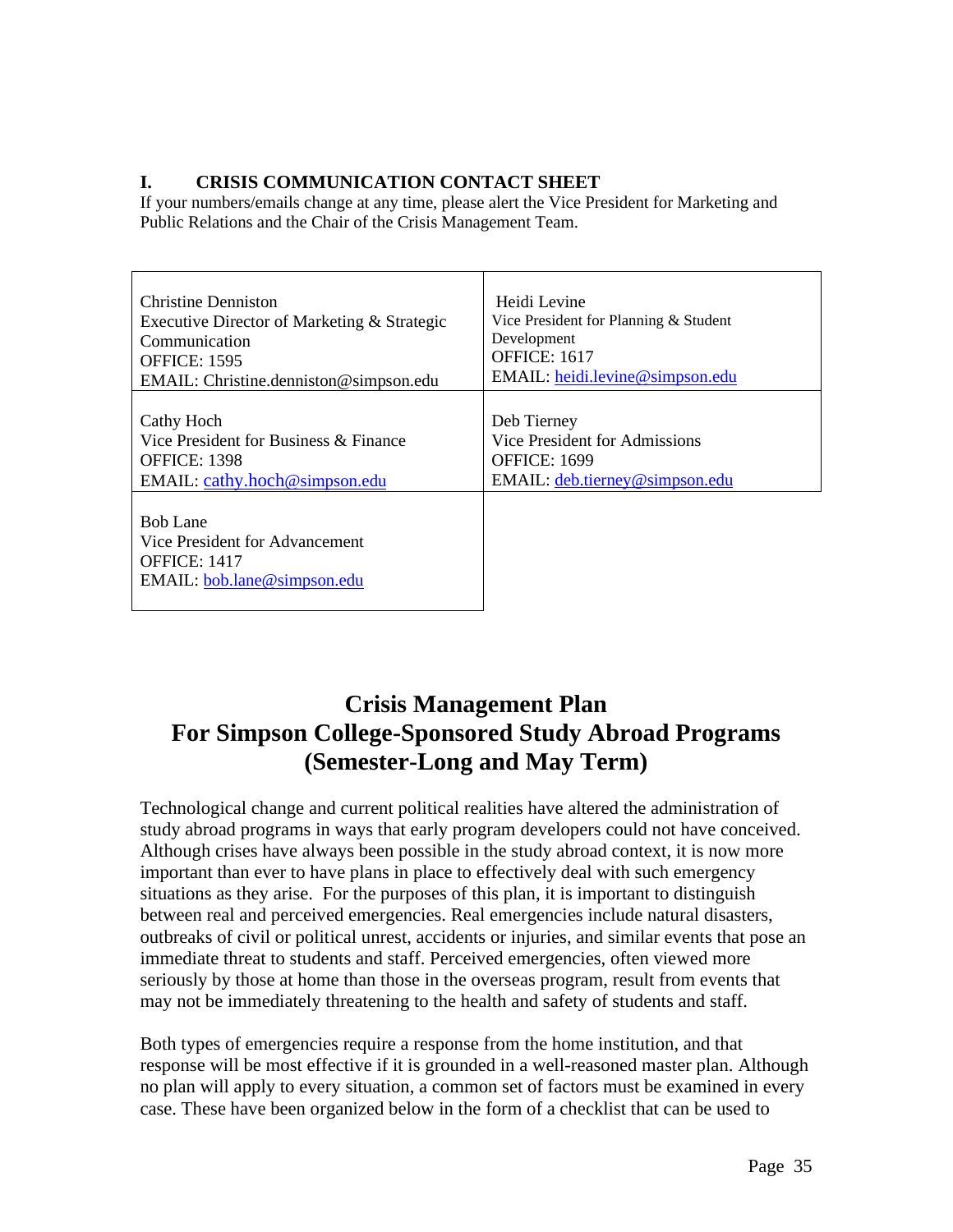## I. CRISIS COMMUNICATION CONTACT SHEET

If your numbers/emails change at any time, please alert the Vice President for Marketing and Public Relations and the Chair of the Crisis Management Team.

| | |
|---|---|
| Christine Denniston<br>Executive Director of Marketing & Strategic Communication<br>OFFICE: 1595<br>EMAIL: Christine.denniston@simpson.edu | Heidi Levine<br>Vice President for Planning & Student Development<br>OFFICE: 1617<br>EMAIL: heidi.levine@simpson.edu |
| Cathy Hoch<br>Vice President for Business & Finance<br>OFFICE: 1398<br>EMAIL: cathy.hoch@simpson.edu | Deb Tierney<br>Vice President for Admissions<br>OFFICE: 1699<br>EMAIL: deb.tierney@simpson.edu |
| Bob Lane<br>Vice President for Advancement<br>OFFICE: 1417<br>EMAIL: bob.lane@simpson.edu | |

# Crisis Management Plan
# For Simpson College-Sponsored Study Abroad Programs
# (Semester-Long and May Term)

Technological change and current political realities have altered the administration of study abroad programs in ways that early program developers could not have conceived. Although crises have always been possible in the study abroad context, it is now more important than ever to have plans in place to effectively deal with such emergency situations as they arise. For the purposes of this plan, it is important to distinguish between real and perceived emergencies. Real emergencies include natural disasters, outbreaks of civil or political unrest, accidents or injuries, and similar events that pose an immediate threat to students and staff. Perceived emergencies, often viewed more seriously by those at home than those in the overseas program, result from events that may not be immediately threatening to the health and safety of students and staff.

Both types of emergencies require a response from the home institution, and that response will be most effective if it is grounded in a well-reasoned master plan. Although no plan will apply to every situation, a common set of factors must be examined in every case. These have been organized below in the form of a checklist that can be used to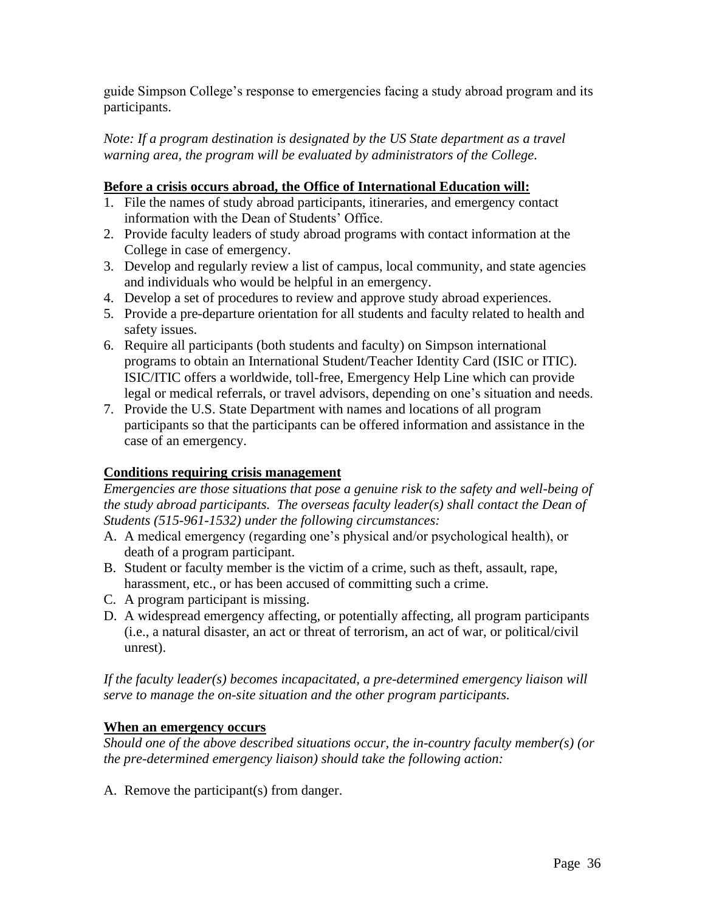guide Simpson College's response to emergencies facing a study abroad program and its participants.

*Note: If a program destination is designated by the US State department as a travel warning area, the program will be evaluated by administrators of the College.*

**Before a crisis occurs abroad, the Office of International Education will:**

1. File the names of study abroad participants, itineraries, and emergency contact information with the Dean of Students' Office.
2. Provide faculty leaders of study abroad programs with contact information at the College in case of emergency.
3. Develop and regularly review a list of campus, local community, and state agencies and individuals who would be helpful in an emergency.
4. Develop a set of procedures to review and approve study abroad experiences.
5. Provide a pre-departure orientation for all students and faculty related to health and safety issues.
6. Require all participants (both students and faculty) on Simpson international programs to obtain an International Student/Teacher Identity Card (ISIC or ITIC). ISIC/ITIC offers a worldwide, toll-free, Emergency Help Line which can provide legal or medical referrals, or travel advisors, depending on one's situation and needs.
7. Provide the U.S. State Department with names and locations of all program participants so that the participants can be offered information and assistance in the case of an emergency.

**Conditions requiring crisis management**

*Emergencies are those situations that pose a genuine risk to the safety and well-being of the study abroad participants. The overseas faculty leader(s) shall contact the Dean of Students (515-961-1532) under the following circumstances:*

A. A medical emergency (regarding one's physical and/or psychological health), or death of a program participant.
B. Student or faculty member is the victim of a crime, such as theft, assault, rape, harassment, etc., or has been accused of committing such a crime.
C. A program participant is missing.
D. A widespread emergency affecting, or potentially affecting, all program participants (i.e., a natural disaster, an act or threat of terrorism, an act of war, or political/civil unrest).

*If the faculty leader(s) becomes incapacitated, a pre-determined emergency liaison will serve to manage the on-site situation and the other program participants.*

**When an emergency occurs**

*Should one of the above described situations occur, the in-country faculty member(s) (or the pre-determined emergency liaison) should take the following action:*

A. Remove the participant(s) from danger.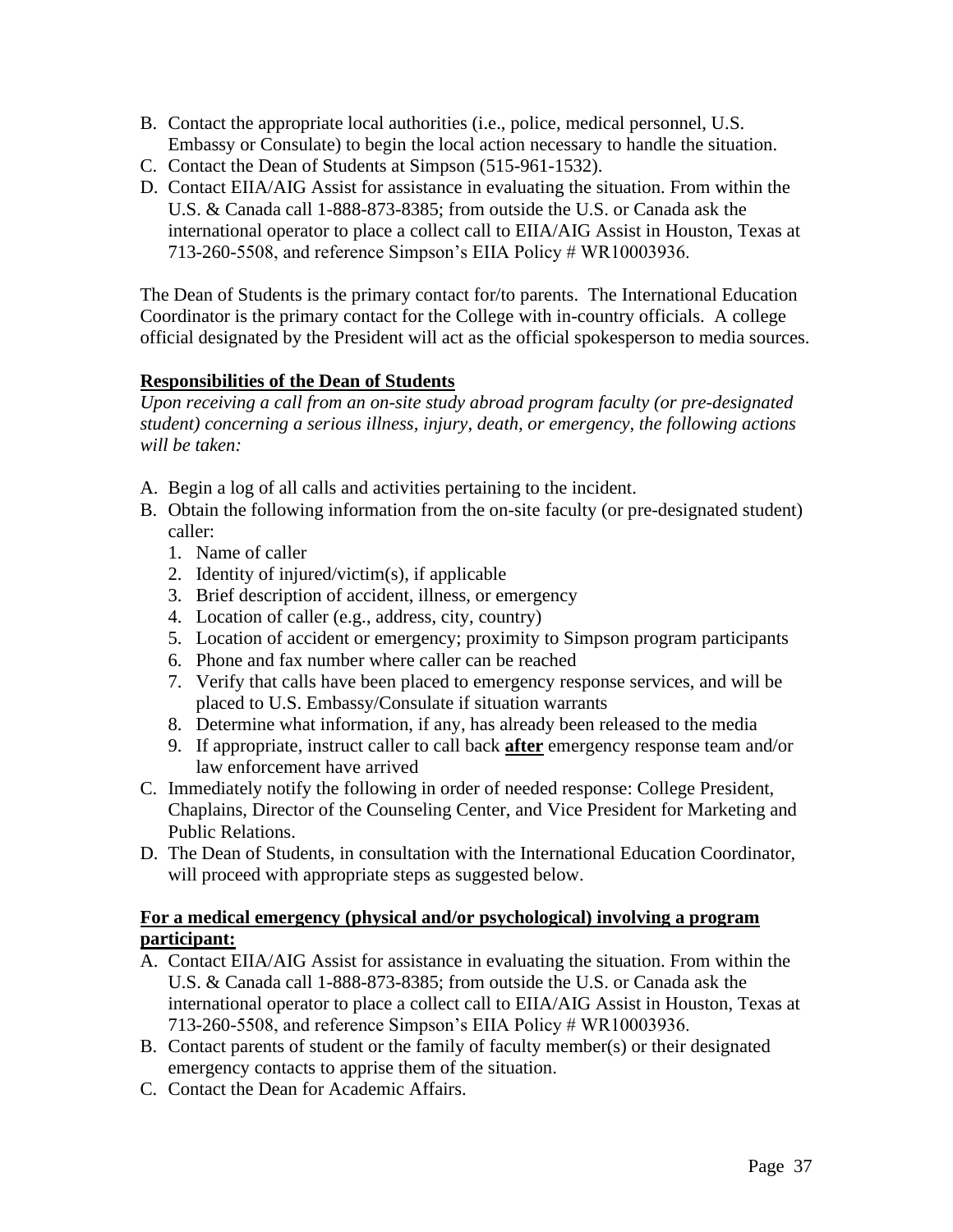B. Contact the appropriate local authorities (i.e., police, medical personnel, U.S. Embassy or Consulate) to begin the local action necessary to handle the situation.
C. Contact the Dean of Students at Simpson (515-961-1532).
D. Contact EIIA/AIG Assist for assistance in evaluating the situation. From within the U.S. & Canada call 1-888-873-8385; from outside the U.S. or Canada ask the international operator to place a collect call to EIIA/AIG Assist in Houston, Texas at 713-260-5508, and reference Simpson's EIIA Policy # WR10003936.

The Dean of Students is the primary contact for/to parents. The International Education Coordinator is the primary contact for the College with in-country officials. A college official designated by the President will act as the official spokesperson to media sources.

**Responsibilities of the Dean of Students**

*Upon receiving a call from an on-site study abroad program faculty (or pre-designated student) concerning a serious illness, injury, death, or emergency, the following actions will be taken:*

A. Begin a log of all calls and activities pertaining to the incident.
B. Obtain the following information from the on-site faculty (or pre-designated student) caller:
   1. Name of caller
   2. Identity of injured/victim(s), if applicable
   3. Brief description of accident, illness, or emergency
   4. Location of caller (e.g., address, city, country)
   5. Location of accident or emergency; proximity to Simpson program participants
   6. Phone and fax number where caller can be reached
   7. Verify that calls have been placed to emergency response services, and will be placed to U.S. Embassy/Consulate if situation warrants
   8. Determine what information, if any, has already been released to the media
   9. If appropriate, instruct caller to call back **after** emergency response team and/or law enforcement have arrived
C. Immediately notify the following in order of needed response: College President, Chaplains, Director of the Counseling Center, and Vice President for Marketing and Public Relations.
D. The Dean of Students, in consultation with the International Education Coordinator, will proceed with appropriate steps as suggested below.

**For a medical emergency (physical and/or psychological) involving a program participant:**

A. Contact EIIA/AIG Assist for assistance in evaluating the situation. From within the U.S. & Canada call 1-888-873-8385; from outside the U.S. or Canada ask the international operator to place a collect call to EIIA/AIG Assist in Houston, Texas at 713-260-5508, and reference Simpson's EIIA Policy # WR10003936.
B. Contact parents of student or the family of faculty member(s) or their designated emergency contacts to apprise them of the situation.
C. Contact the Dean for Academic Affairs.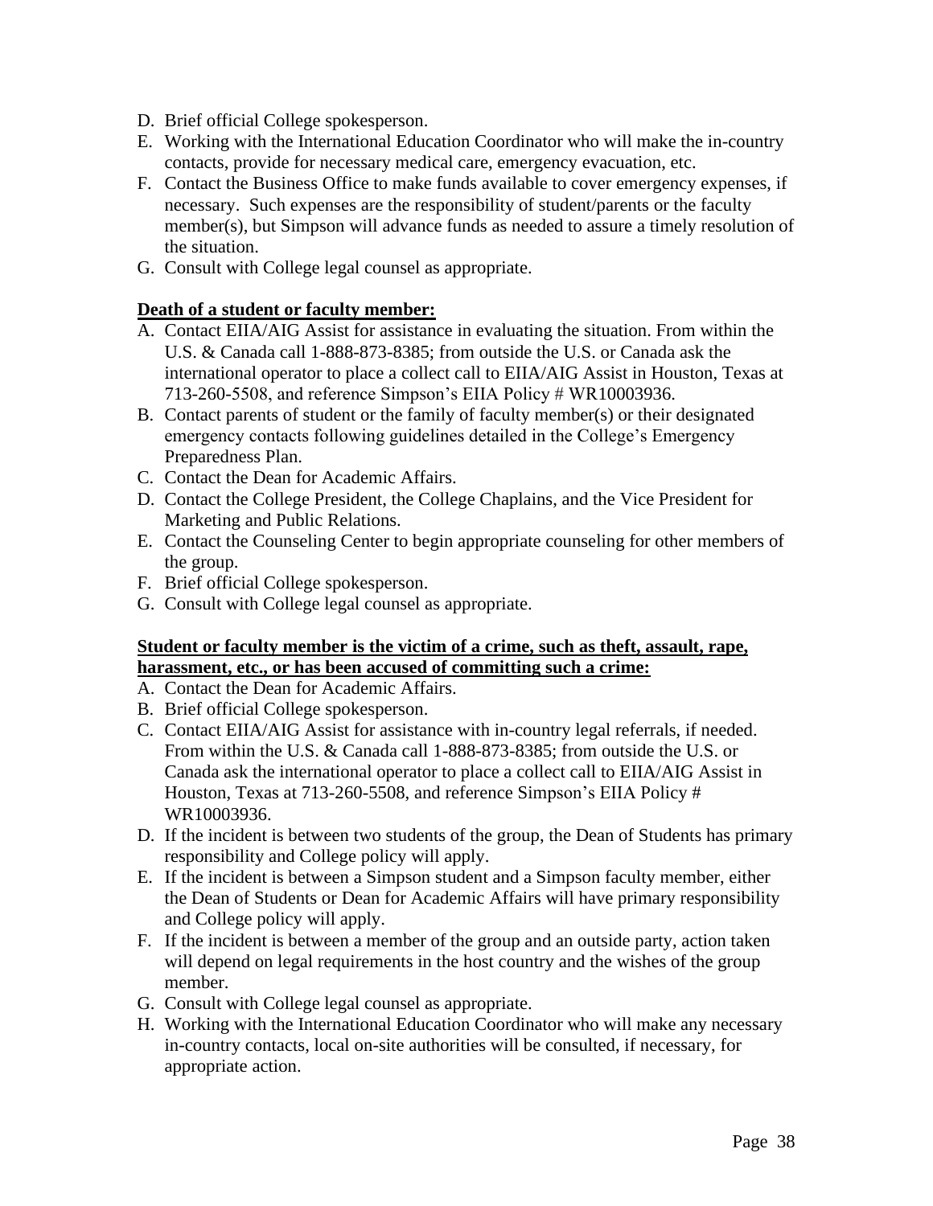D. Brief official College spokesperson.
E. Working with the International Education Coordinator who will make the in-country contacts, provide for necessary medical care, emergency evacuation, etc.
F. Contact the Business Office to make funds available to cover emergency expenses, if necessary. Such expenses are the responsibility of student/parents or the faculty member(s), but Simpson will advance funds as needed to assure a timely resolution of the situation.
G. Consult with College legal counsel as appropriate.

**Death of a student or faculty member:**

A. Contact EIIA/AIG Assist for assistance in evaluating the situation. From within the U.S. & Canada call 1-888-873-8385; from outside the U.S. or Canada ask the international operator to place a collect call to EIIA/AIG Assist in Houston, Texas at 713-260-5508, and reference Simpson's EIIA Policy # WR10003936.
B. Contact parents of student or the family of faculty member(s) or their designated emergency contacts following guidelines detailed in the College's Emergency Preparedness Plan.
C. Contact the Dean for Academic Affairs.
D. Contact the College President, the College Chaplains, and the Vice President for Marketing and Public Relations.
E. Contact the Counseling Center to begin appropriate counseling for other members of the group.
F. Brief official College spokesperson.
G. Consult with College legal counsel as appropriate.

**Student or faculty member is the victim of a crime, such as theft, assault, rape, harassment, etc., or has been accused of committing such a crime:**

A. Contact the Dean for Academic Affairs.
B. Brief official College spokesperson.
C. Contact EIIA/AIG Assist for assistance with in-country legal referrals, if needed. From within the U.S. & Canada call 1-888-873-8385; from outside the U.S. or Canada ask the international operator to place a collect call to EIIA/AIG Assist in Houston, Texas at 713-260-5508, and reference Simpson's EIIA Policy # WR10003936.
D. If the incident is between two students of the group, the Dean of Students has primary responsibility and College policy will apply.
E. If the incident is between a Simpson student and a Simpson faculty member, either the Dean of Students or Dean for Academic Affairs will have primary responsibility and College policy will apply.
F. If the incident is between a member of the group and an outside party, action taken will depend on legal requirements in the host country and the wishes of the group member.
G. Consult with College legal counsel as appropriate.
H. Working with the International Education Coordinator who will make any necessary in-country contacts, local on-site authorities will be consulted, if necessary, for appropriate action.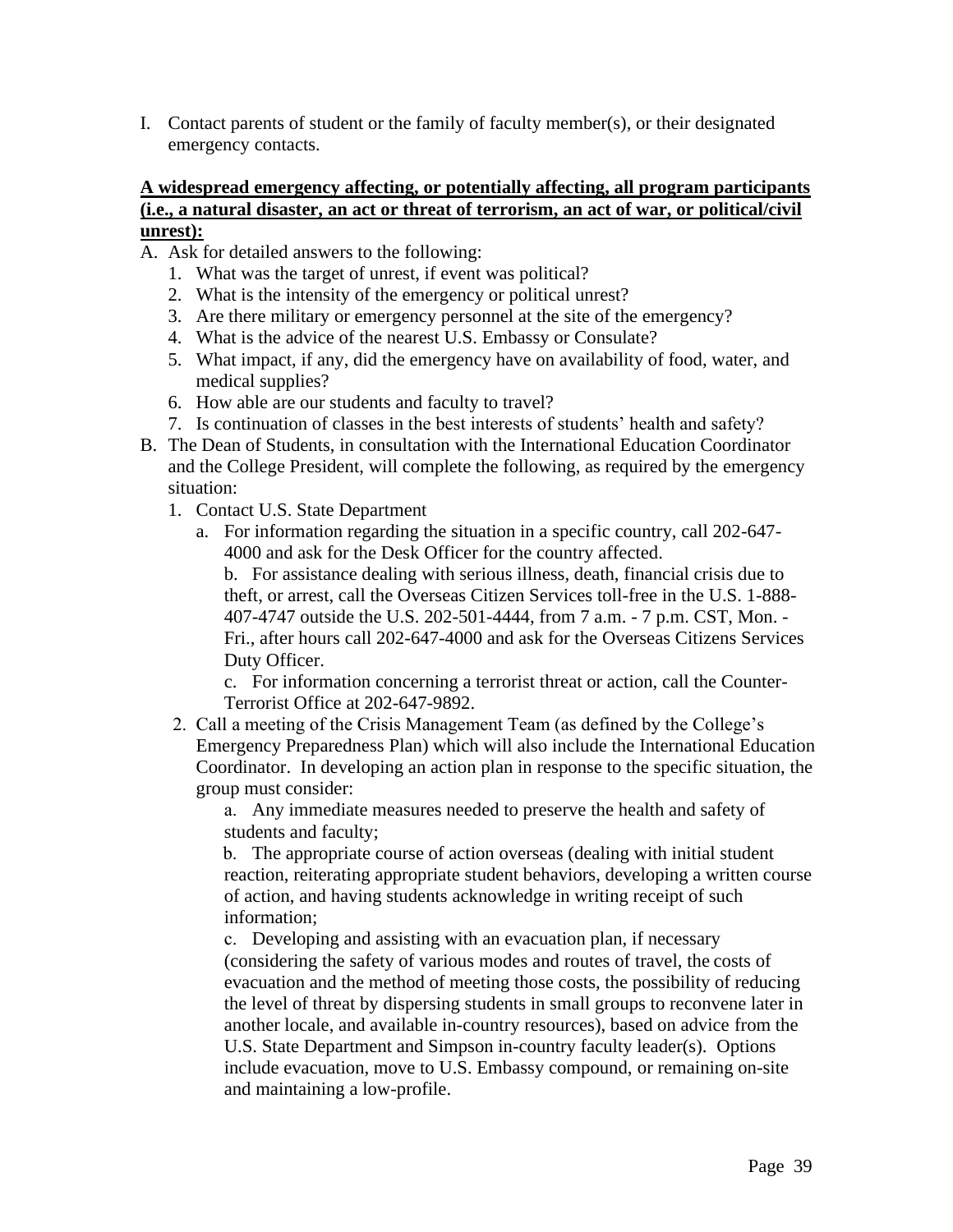I. Contact parents of student or the family of faculty member(s), or their designated emergency contacts.

**A widespread emergency affecting, or potentially affecting, all program participants (i.e., a natural disaster, an act or threat of terrorism, an act of war, or political/civil unrest):**

A. Ask for detailed answers to the following:
   1. What was the target of unrest, if event was political?
   2. What is the intensity of the emergency or political unrest?
   3. Are there military or emergency personnel at the site of the emergency?
   4. What is the advice of the nearest U.S. Embassy or Consulate?
   5. What impact, if any, did the emergency have on availability of food, water, and medical supplies?
   6. How able are our students and faculty to travel?
   7. Is continuation of classes in the best interests of students' health and safety?

B. The Dean of Students, in consultation with the International Education Coordinator and the College President, will complete the following, as required by the emergency situation:
   1. Contact U.S. State Department
      a. For information regarding the situation in a specific country, call 202-647-4000 and ask for the Desk Officer for the country affected.
      b. For assistance dealing with serious illness, death, financial crisis due to theft, or arrest, call the Overseas Citizen Services toll-free in the U.S. 1-888-407-4747 outside the U.S. 202-501-4444, from 7 a.m. - 7 p.m. CST, Mon. - Fri., after hours call 202-647-4000 and ask for the Overseas Citizens Services Duty Officer.
      c. For information concerning a terrorist threat or action, call the Counter-Terrorist Office at 202-647-9892.
   2. Call a meeting of the Crisis Management Team (as defined by the College's Emergency Preparedness Plan) which will also include the International Education Coordinator. In developing an action plan in response to the specific situation, the group must consider:
      a. Any immediate measures needed to preserve the health and safety of students and faculty;
      b. The appropriate course of action overseas (dealing with initial student reaction, reiterating appropriate student behaviors, developing a written course of action, and having students acknowledge in writing receipt of such information;
      c. Developing and assisting with an evacuation plan, if necessary (considering the safety of various modes and routes of travel, the costs of evacuation and the method of meeting those costs, the possibility of reducing the level of threat by dispersing students in small groups to reconvene later in another locale, and available in-country resources), based on advice from the U.S. State Department and Simpson in-country faculty leader(s). Options include evacuation, move to U.S. Embassy compound, or remaining on-site and maintaining a low-profile.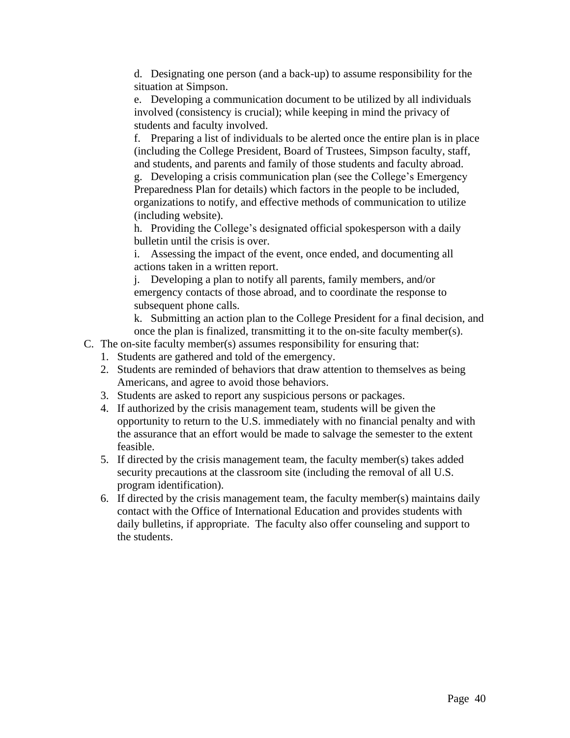d. Designating one person (and a back-up) to assume responsibility for the situation at Simpson.

e. Developing a communication document to be utilized by all individuals involved (consistency is crucial); while keeping in mind the privacy of students and faculty involved.

f. Preparing a list of individuals to be alerted once the entire plan is in place (including the College President, Board of Trustees, Simpson faculty, staff, and students, and parents and family of those students and faculty abroad.

g. Developing a crisis communication plan (see the College's Emergency Preparedness Plan for details) which factors in the people to be included, organizations to notify, and effective methods of communication to utilize (including website).

h. Providing the College's designated official spokesperson with a daily bulletin until the crisis is over.

i. Assessing the impact of the event, once ended, and documenting all actions taken in a written report.

j. Developing a plan to notify all parents, family members, and/or emergency contacts of those abroad, and to coordinate the response to subsequent phone calls.

k. Submitting an action plan to the College President for a final decision, and once the plan is finalized, transmitting it to the on-site faculty member(s).

C. The on-site faculty member(s) assumes responsibility for ensuring that:

1. Students are gathered and told of the emergency.
2. Students are reminded of behaviors that draw attention to themselves as being Americans, and agree to avoid those behaviors.
3. Students are asked to report any suspicious persons or packages.
4. If authorized by the crisis management team, students will be given the opportunity to return to the U.S. immediately with no financial penalty and with the assurance that an effort would be made to salvage the semester to the extent feasible.
5. If directed by the crisis management team, the faculty member(s) takes added security precautions at the classroom site (including the removal of all U.S. program identification).
6. If directed by the crisis management team, the faculty member(s) maintains daily contact with the Office of International Education and provides students with daily bulletins, if appropriate. The faculty also offer counseling and support to the students.